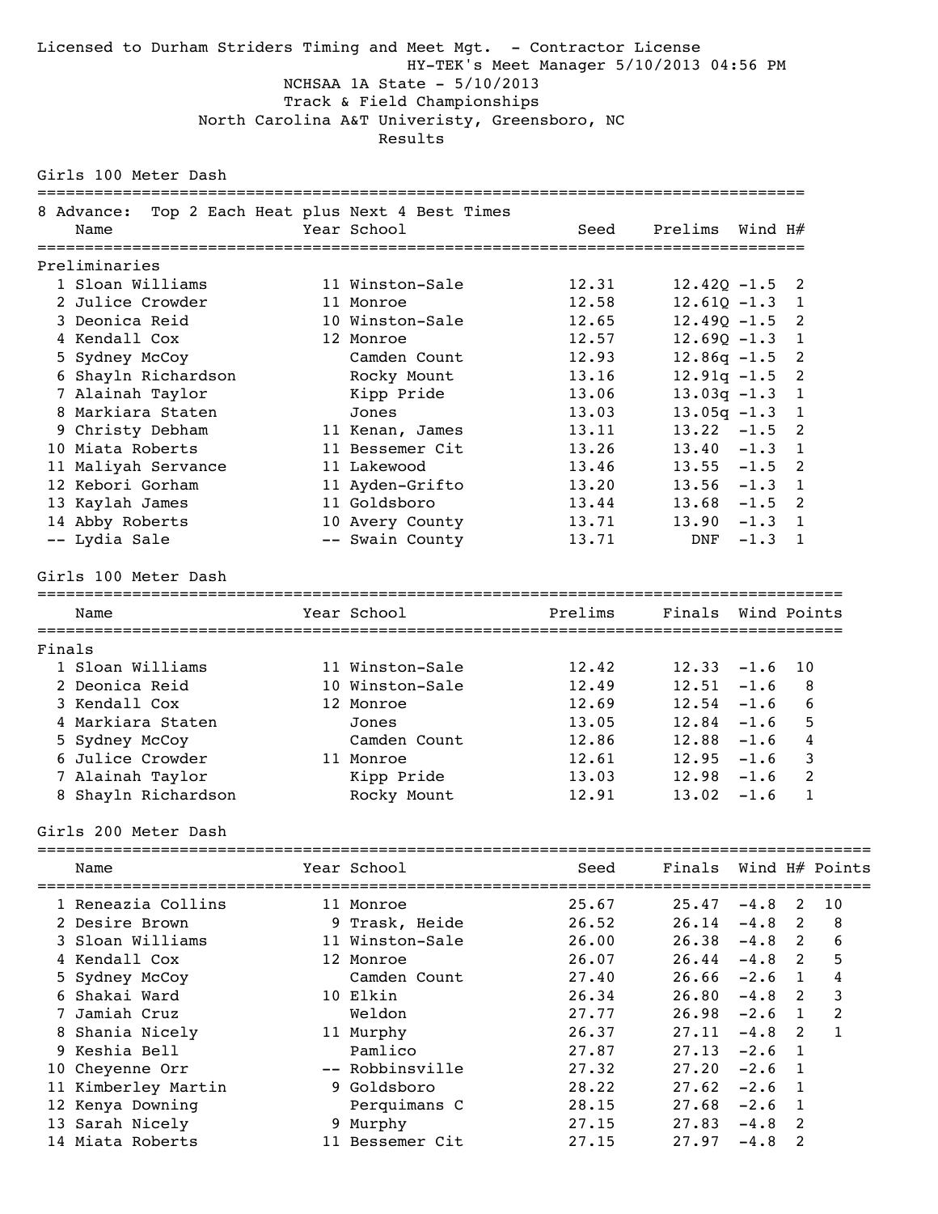Licensed to Durham Striders Timing and Meet Mgt. - Contractor License

HY-TEK's Meet Manager 5/10/2013 04:56 PM

NCHSAA 1A State - 5/10/2013

Track & Field Championships

North Carolina A&T Univeristy, Greensboro, NC

Results

## Girls 100 Meter Dash

8 Advance: Top 2 Each Heat plus Next 4 Best Times

### Preliminaries

| | Name | Year | School | Seed | Prelims | Wind | H# |
|---|---|---|---|---|---|---|---|
| 1 | Sloan Williams | 11 | Winston-Sale | 12.31 | 12.42Q | -1.5 | 2 |
| 2 | Julice Crowder | 11 | Monroe | 12.58 | 12.61Q | -1.3 | 1 |
| 3 | Deonica Reid | 10 | Winston-Sale | 12.65 | 12.49Q | -1.5 | 2 |
| 4 | Kendall Cox | 12 | Monroe | 12.57 | 12.69Q | -1.3 | 1 |
| 5 | Sydney McCoy | | Camden Count | 12.93 | 12.86q | -1.5 | 2 |
| 6 | Shayln Richardson | | Rocky Mount | 13.16 | 12.91q | -1.5 | 2 |
| 7 | Alainah Taylor | | Kipp Pride | 13.06 | 13.03q | -1.3 | 1 |
| 8 | Markiara Staten | | Jones | 13.03 | 13.05q | -1.3 | 1 |
| 9 | Christy Debham | 11 | Kenan, James | 13.11 | 13.22 | -1.5 | 2 |
| 10 | Miata Roberts | 11 | Bessemer Cit | 13.26 | 13.40 | -1.3 | 1 |
| 11 | Maliyah Servance | 11 | Lakewood | 13.46 | 13.55 | -1.5 | 2 |
| 12 | Kebori Gorham | 11 | Ayden-Grifto | 13.20 | 13.56 | -1.3 | 1 |
| 13 | Kaylah James | 11 | Goldsboro | 13.44 | 13.68 | -1.5 | 2 |
| 14 | Abby Roberts | 10 | Avery County | 13.71 | 13.90 | -1.3 | 1 |
| -- | Lydia Sale | -- | Swain County | 13.71 | DNF | -1.3 | 1 |

## Girls 100 Meter Dash

### Finals

| | Name | Year | School | Prelims | Finals | Wind | Points |
|---|---|---|---|---|---|---|---|
| 1 | Sloan Williams | 11 | Winston-Sale | 12.42 | 12.33 | -1.6 | 10 |
| 2 | Deonica Reid | 10 | Winston-Sale | 12.49 | 12.51 | -1.6 | 8 |
| 3 | Kendall Cox | 12 | Monroe | 12.69 | 12.54 | -1.6 | 6 |
| 4 | Markiara Staten | | Jones | 13.05 | 12.84 | -1.6 | 5 |
| 5 | Sydney McCoy | | Camden Count | 12.86 | 12.88 | -1.6 | 4 |
| 6 | Julice Crowder | 11 | Monroe | 12.61 | 12.95 | -1.6 | 3 |
| 7 | Alainah Taylor | | Kipp Pride | 13.03 | 12.98 | -1.6 | 2 |
| 8 | Shayln Richardson | | Rocky Mount | 12.91 | 13.02 | -1.6 | 1 |

## Girls 200 Meter Dash

| | Name | Year | School | Seed | Finals | Wind | H# | Points |
|---|---|---|---|---|---|---|---|---|
| 1 | Reneazia Collins | 11 | Monroe | 25.67 | 25.47 | -4.8 | 2 | 10 |
| 2 | Desire Brown | 9 | Trask, Heide | 26.52 | 26.14 | -4.8 | 2 | 8 |
| 3 | Sloan Williams | 11 | Winston-Sale | 26.00 | 26.38 | -4.8 | 2 | 6 |
| 4 | Kendall Cox | 12 | Monroe | 26.07 | 26.44 | -4.8 | 2 | 5 |
| 5 | Sydney McCoy | | Camden Count | 27.40 | 26.66 | -2.6 | 1 | 4 |
| 6 | Shakai Ward | 10 | Elkin | 26.34 | 26.80 | -4.8 | 2 | 3 |
| 7 | Jamiah Cruz | | Weldon | 27.77 | 26.98 | -2.6 | 1 | 2 |
| 8 | Shania Nicely | 11 | Murphy | 26.37 | 27.11 | -4.8 | 2 | 1 |
| 9 | Keshia Bell | | Pamlico | 27.87 | 27.13 | -2.6 | 1 | |
| 10 | Cheyenne Orr | -- | Robbinsville | 27.32 | 27.20 | -2.6 | 1 | |
| 11 | Kimberley Martin | 9 | Goldsboro | 28.22 | 27.62 | -2.6 | 1 | |
| 12 | Kenya Downing | | Perquimans C | 28.15 | 27.68 | -2.6 | 1 | |
| 13 | Sarah Nicely | 9 | Murphy | 27.15 | 27.83 | -4.8 | 2 | |
| 14 | Miata Roberts | 11 | Bessemer Cit | 27.15 | 27.97 | -4.8 | 2 | |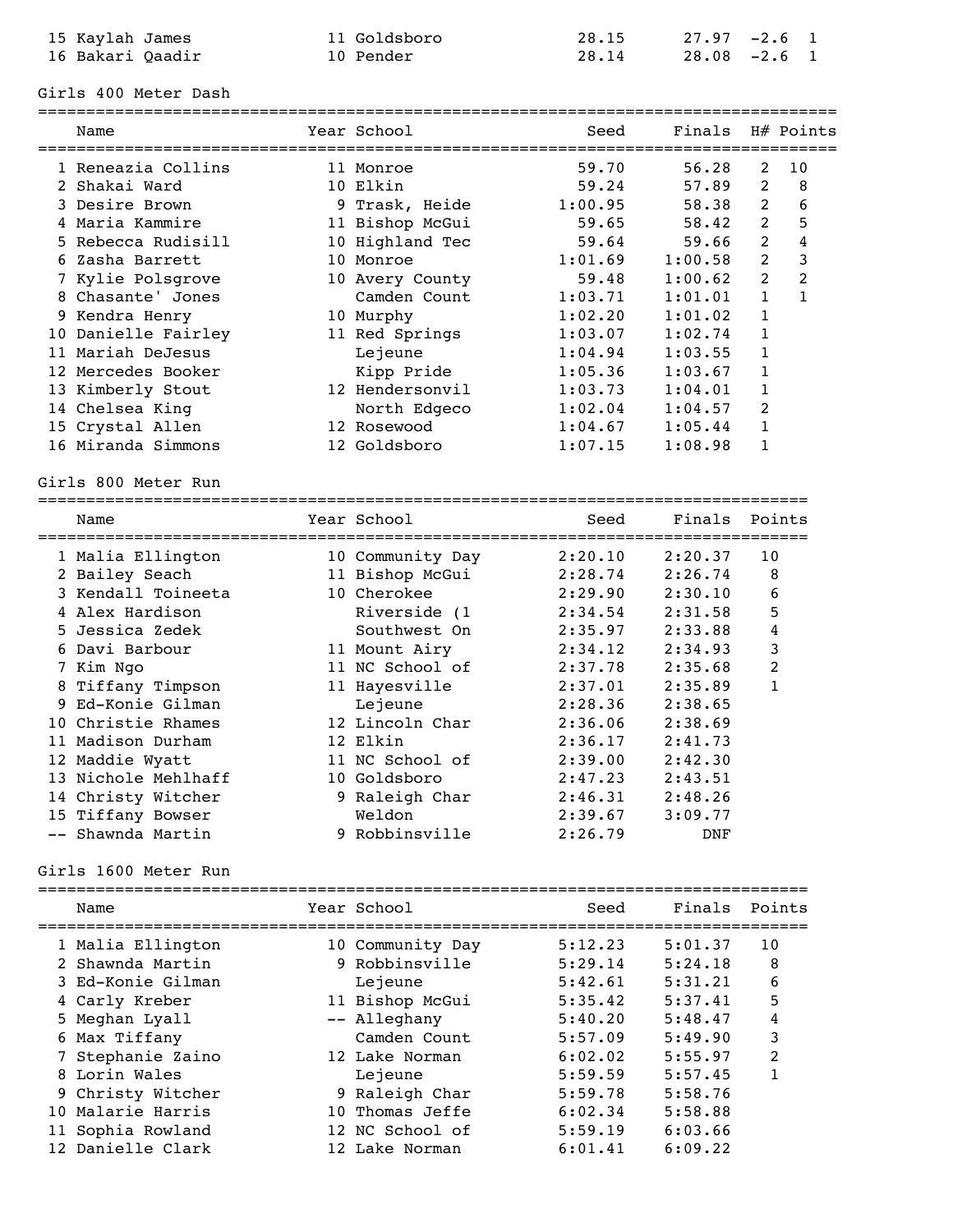| | Name | Year | School | Seed | Finals | Wind | H# |
|---|---|---|---|---|---|---|---|
| 15 | Kaylah James | 11 | Goldsboro | 28.15 | 27.97 | -2.6 | 1 |
| 16 | Bakari Qaadir | 10 | Pender | 28.14 | 28.08 | -2.6 | 1 |

## Girls 400 Meter Dash

| | Name | Year | School | Seed | Finals | H# | Points |
|---|---|---|---|---|---|---|---|
| 1 | Reneazia Collins | 11 | Monroe | 59.70 | 56.28 | 2 | 10 |
| 2 | Shakai Ward | 10 | Elkin | 59.24 | 57.89 | 2 | 8 |
| 3 | Desire Brown | 9 | Trask, Heide | 1:00.95 | 58.38 | 2 | 6 |
| 4 | Maria Kammire | 11 | Bishop McGui | 59.65 | 58.42 | 2 | 5 |
| 5 | Rebecca Rudisill | 10 | Highland Tec | 59.64 | 59.66 | 2 | 4 |
| 6 | Zasha Barrett | 10 | Monroe | 1:01.69 | 1:00.58 | 2 | 3 |
| 7 | Kylie Polsgrove | 10 | Avery County | 59.48 | 1:00.62 | 2 | 2 |
| 8 | Chasante' Jones | | Camden Count | 1:03.71 | 1:01.01 | 1 | 1 |
| 9 | Kendra Henry | 10 | Murphy | 1:02.20 | 1:01.02 | 1 | |
| 10 | Danielle Fairley | 11 | Red Springs | 1:03.07 | 1:02.74 | 1 | |
| 11 | Mariah DeJesus | | Lejeune | 1:04.94 | 1:03.55 | 1 | |
| 12 | Mercedes Booker | | Kipp Pride | 1:05.36 | 1:03.67 | 1 | |
| 13 | Kimberly Stout | 12 | Hendersonvil | 1:03.73 | 1:04.01 | 1 | |
| 14 | Chelsea King | | North Edgeco | 1:02.04 | 1:04.57 | 2 | |
| 15 | Crystal Allen | 12 | Rosewood | 1:04.67 | 1:05.44 | 1 | |
| 16 | Miranda Simmons | 12 | Goldsboro | 1:07.15 | 1:08.98 | 1 | |

## Girls 800 Meter Run

| | Name | Year | School | Seed | Finals | Points |
|---|---|---|---|---|---|---|
| 1 | Malia Ellington | 10 | Community Day | 2:20.10 | 2:20.37 | 10 |
| 2 | Bailey Seach | 11 | Bishop McGui | 2:28.74 | 2:26.74 | 8 |
| 3 | Kendall Toineeta | 10 | Cherokee | 2:29.90 | 2:30.10 | 6 |
| 4 | Alex Hardison | | Riverside (1 | 2:34.54 | 2:31.58 | 5 |
| 5 | Jessica Zedek | | Southwest On | 2:35.97 | 2:33.88 | 4 |
| 6 | Davi Barbour | 11 | Mount Airy | 2:34.12 | 2:34.93 | 3 |
| 7 | Kim Ngo | 11 | NC School of | 2:37.78 | 2:35.68 | 2 |
| 8 | Tiffany Timpson | 11 | Hayesville | 2:37.01 | 2:35.89 | 1 |
| 9 | Ed-Konie Gilman | | Lejeune | 2:28.36 | 2:38.65 | |
| 10 | Christie Rhames | 12 | Lincoln Char | 2:36.06 | 2:38.69 | |
| 11 | Madison Durham | 12 | Elkin | 2:36.17 | 2:41.73 | |
| 12 | Maddie Wyatt | 11 | NC School of | 2:39.00 | 2:42.30 | |
| 13 | Nichole Mehlhaff | 10 | Goldsboro | 2:47.23 | 2:43.51 | |
| 14 | Christy Witcher | 9 | Raleigh Char | 2:46.31 | 2:48.26 | |
| 15 | Tiffany Bowser | | Weldon | 2:39.67 | 3:09.77 | |
| -- | Shawnda Martin | 9 | Robbinsville | 2:26.79 | DNF | |

## Girls 1600 Meter Run

| | Name | Year | School | Seed | Finals | Points |
|---|---|---|---|---|---|---|
| 1 | Malia Ellington | 10 | Community Day | 5:12.23 | 5:01.37 | 10 |
| 2 | Shawnda Martin | 9 | Robbinsville | 5:29.14 | 5:24.18 | 8 |
| 3 | Ed-Konie Gilman | | Lejeune | 5:42.61 | 5:31.21 | 6 |
| 4 | Carly Kreber | 11 | Bishop McGui | 5:35.42 | 5:37.41 | 5 |
| 5 | Meghan Lyall | -- | Alleghany | 5:40.20 | 5:48.47 | 4 |
| 6 | Max Tiffany | | Camden Count | 5:57.09 | 5:49.90 | 3 |
| 7 | Stephanie Zaino | 12 | Lake Norman | 6:02.02 | 5:55.97 | 2 |
| 8 | Lorin Wales | | Lejeune | 5:59.59 | 5:57.45 | 1 |
| 9 | Christy Witcher | 9 | Raleigh Char | 5:59.78 | 5:58.76 | |
| 10 | Malarie Harris | 10 | Thomas Jeffe | 6:02.34 | 5:58.88 | |
| 11 | Sophia Rowland | 12 | NC School of | 5:59.19 | 6:03.66 | |
| 12 | Danielle Clark | 12 | Lake Norman | 6:01.41 | 6:09.22 | |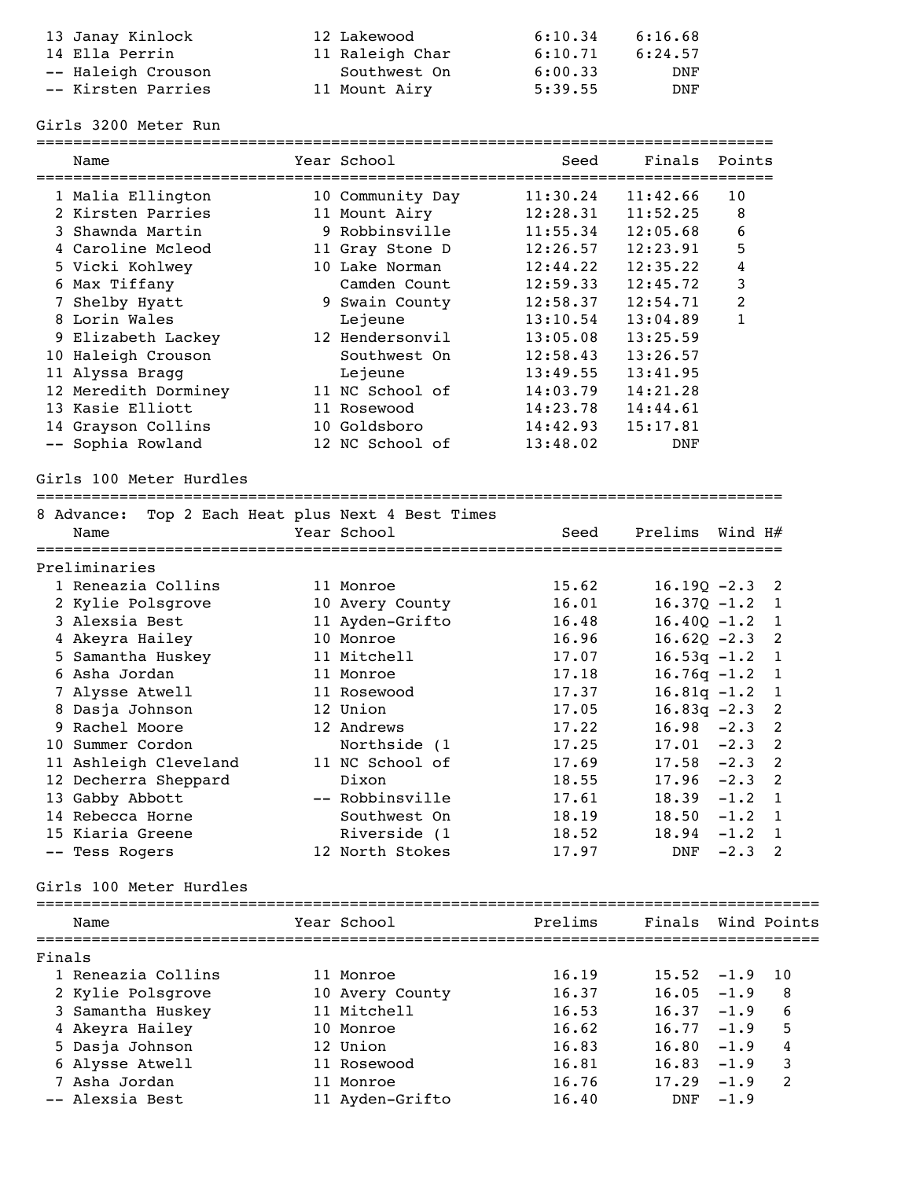| Place | Name | Year | School | Seed | Finals |
|---|---|---|---|---|---|
| 13 | Janay Kinlock | 12 | Lakewood | 6:10.34 | 6:16.68 |
| 14 | Ella Perrin | 11 | Raleigh Char | 6:10.71 | 6:24.57 |
| -- | Haleigh Crouson | | Southwest On | 6:00.33 | DNF |
| -- | Kirsten Parries | 11 | Mount Airy | 5:39.55 | DNF |

## Girls 3200 Meter Run

| Place | Name | Year | School | Seed | Finals | Points |
|---|---|---|---|---|---|---|
| 1 | Malia Ellington | 10 | Community Day | 11:30.24 | 11:42.66 | 10 |
| 2 | Kirsten Parries | 11 | Mount Airy | 12:28.31 | 11:52.25 | 8 |
| 3 | Shawnda Martin | 9 | Robbinsville | 11:55.34 | 12:05.68 | 6 |
| 4 | Caroline Mcleod | 11 | Gray Stone D | 12:26.57 | 12:23.91 | 5 |
| 5 | Vicki Kohlwey | 10 | Lake Norman | 12:44.22 | 12:35.22 | 4 |
| 6 | Max Tiffany | | Camden Count | 12:59.33 | 12:45.72 | 3 |
| 7 | Shelby Hyatt | 9 | Swain County | 12:58.37 | 12:54.71 | 2 |
| 8 | Lorin Wales | | Lejeune | 13:10.54 | 13:04.89 | 1 |
| 9 | Elizabeth Lackey | 12 | Hendersonvil | 13:05.08 | 13:25.59 | |
| 10 | Haleigh Crouson | | Southwest On | 12:58.43 | 13:26.57 | |
| 11 | Alyssa Bragg | | Lejeune | 13:49.55 | 13:41.95 | |
| 12 | Meredith Dorminey | 11 | NC School of | 14:03.79 | 14:21.28 | |
| 13 | Kasie Elliott | 11 | Rosewood | 14:23.78 | 14:44.61 | |
| 14 | Grayson Collins | 10 | Goldsboro | 14:42.93 | 15:17.81 | |
| -- | Sophia Rowland | 12 | NC School of | 13:48.02 | DNF | |

## Girls 100 Meter Hurdles

8 Advance: Top 2 Each Heat plus Next 4 Best Times

### Preliminaries

| Place | Name | Year | School | Seed | Prelims | Wind | H# |
|---|---|---|---|---|---|---|---|
| 1 | Reneazia Collins | 11 | Monroe | 15.62 | 16.19Q | -2.3 | 2 |
| 2 | Kylie Polsgrove | 10 | Avery County | 16.01 | 16.37Q | -1.2 | 1 |
| 3 | Alexsia Best | 11 | Ayden-Grifto | 16.48 | 16.40Q | -1.2 | 1 |
| 4 | Akeyra Hailey | 10 | Monroe | 16.96 | 16.62Q | -2.3 | 2 |
| 5 | Samantha Huskey | 11 | Mitchell | 17.07 | 16.53q | -1.2 | 1 |
| 6 | Asha Jordan | 11 | Monroe | 17.18 | 16.76q | -1.2 | 1 |
| 7 | Alysse Atwell | 11 | Rosewood | 17.37 | 16.81q | -1.2 | 1 |
| 8 | Dasja Johnson | 12 | Union | 17.05 | 16.83q | -2.3 | 2 |
| 9 | Rachel Moore | 12 | Andrews | 17.22 | 16.98 | -2.3 | 2 |
| 10 | Summer Cordon | | Northside (1 | 17.25 | 17.01 | -2.3 | 2 |
| 11 | Ashleigh Cleveland | 11 | NC School of | 17.69 | 17.58 | -2.3 | 2 |
| 12 | Decherra Sheppard | | Dixon | 18.55 | 17.96 | -2.3 | 2 |
| 13 | Gabby Abbott | -- | Robbinsville | 17.61 | 18.39 | -1.2 | 1 |
| 14 | Rebecca Horne | | Southwest On | 18.19 | 18.50 | -1.2 | 1 |
| 15 | Kiaria Greene | | Riverside (1 | 18.52 | 18.94 | -1.2 | 1 |
| -- | Tess Rogers | 12 | North Stokes | 17.97 | DNF | -2.3 | 2 |

## Girls 100 Meter Hurdles

### Finals

| Place | Name | Year | School | Prelims | Finals | Wind | Points |
|---|---|---|---|---|---|---|---|
| 1 | Reneazia Collins | 11 | Monroe | 16.19 | 15.52 | -1.9 | 10 |
| 2 | Kylie Polsgrove | 10 | Avery County | 16.37 | 16.05 | -1.9 | 8 |
| 3 | Samantha Huskey | 11 | Mitchell | 16.53 | 16.37 | -1.9 | 6 |
| 4 | Akeyra Hailey | 10 | Monroe | 16.62 | 16.77 | -1.9 | 5 |
| 5 | Dasja Johnson | 12 | Union | 16.83 | 16.80 | -1.9 | 4 |
| 6 | Alysse Atwell | 11 | Rosewood | 16.81 | 16.83 | -1.9 | 3 |
| 7 | Asha Jordan | 11 | Monroe | 16.76 | 17.29 | -1.9 | 2 |
| -- | Alexsia Best | 11 | Ayden-Grifto | 16.40 | DNF | -1.9 | |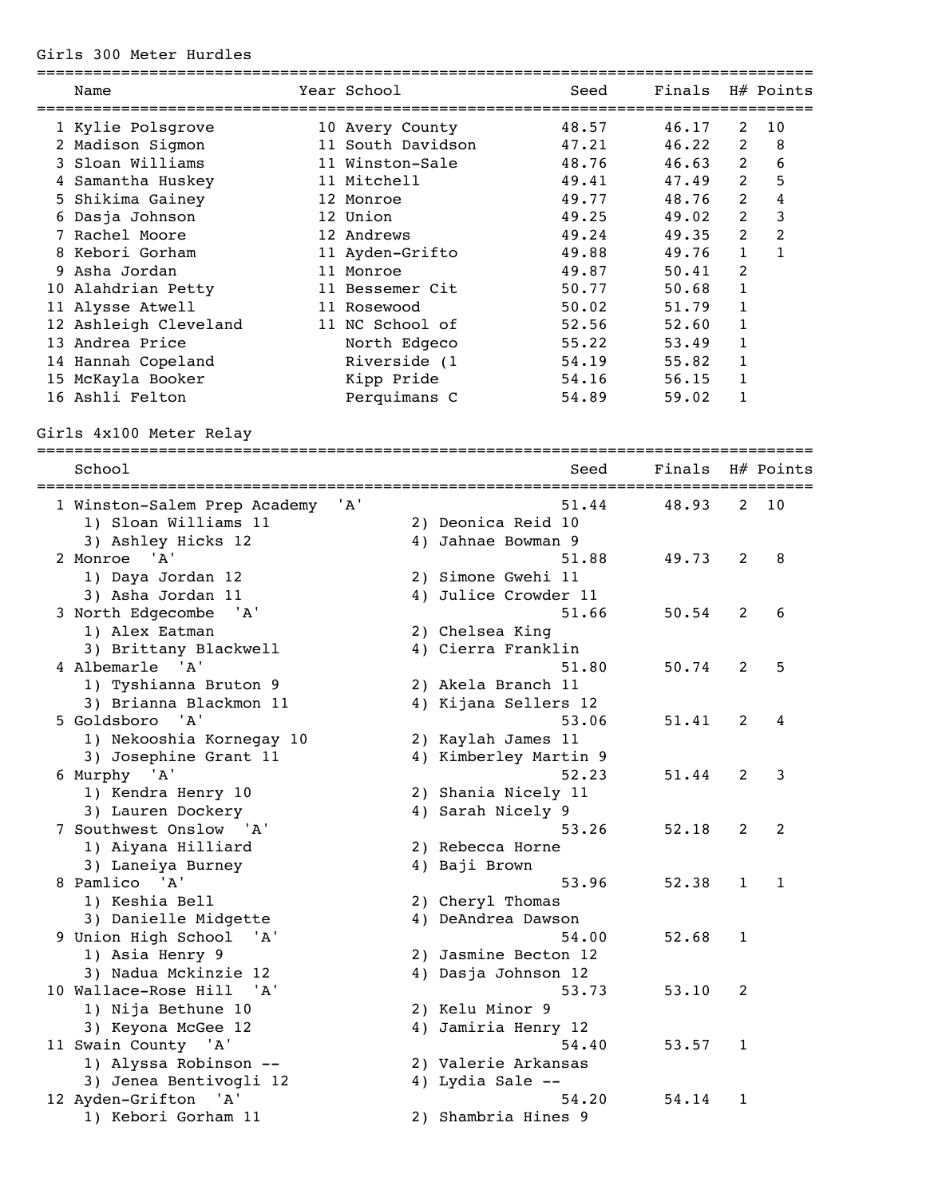## Girls 300 Meter Hurdles

| | Name | Year | School | Seed | Finals | H# | Points |
|---|---|---|---|---|---|---|---|
| 1 | Kylie Polsgrove | 10 | Avery County | 48.57 | 46.17 | 2 | 10 |
| 2 | Madison Sigmon | 11 | South Davidson | 47.21 | 46.22 | 2 | 8 |
| 3 | Sloan Williams | 11 | Winston-Sale | 48.76 | 46.63 | 2 | 6 |
| 4 | Samantha Huskey | 11 | Mitchell | 49.41 | 47.49 | 2 | 5 |
| 5 | Shikima Gainey | 12 | Monroe | 49.77 | 48.76 | 2 | 4 |
| 6 | Dasja Johnson | 12 | Union | 49.25 | 49.02 | 2 | 3 |
| 7 | Rachel Moore | 12 | Andrews | 49.24 | 49.35 | 2 | 2 |
| 8 | Kebori Gorham | 11 | Ayden-Grifto | 49.88 | 49.76 | 1 | 1 |
| 9 | Asha Jordan | 11 | Monroe | 49.87 | 50.41 | 2 | |
| 10 | Alahdrian Petty | 11 | Bessemer Cit | 50.77 | 50.68 | 1 | |
| 11 | Alysse Atwell | 11 | Rosewood | 50.02 | 51.79 | 1 | |
| 12 | Ashleigh Cleveland | 11 | NC School of | 52.56 | 52.60 | 1 | |
| 13 | Andrea Price | | North Edgeco | 55.22 | 53.49 | 1 | |
| 14 | Hannah Copeland | | Riverside (1 | 54.19 | 55.82 | 1 | |
| 15 | McKayla Booker | | Kipp Pride | 54.16 | 56.15 | 1 | |
| 16 | Ashli Felton | | Perquimans C | 54.89 | 59.02 | 1 | |

## Girls 4x100 Meter Relay

| | School | Seed | Finals | H# | Points |
|---|---|---|---|---|---|
| 1 | Winston-Salem Prep Academy 'A' | 51.44 | 48.93 | 2 | 10 |
| | 1) Sloan Williams 11, 2) Deonica Reid 10, 3) Ashley Hicks 12, 4) Jahnae Bowman 9 | | | | |
| 2 | Monroe 'A' | 51.88 | 49.73 | 2 | 8 |
| | 1) Daya Jordan 12, 2) Simone Gwehi 11, 3) Asha Jordan 11, 4) Julice Crowder 11 | | | | |
| 3 | North Edgecombe 'A' | 51.66 | 50.54 | 2 | 6 |
| | 1) Alex Eatman, 2) Chelsea King, 3) Brittany Blackwell, 4) Cierra Franklin | | | | |
| 4 | Albemarle 'A' | 51.80 | 50.74 | 2 | 5 |
| | 1) Tyshianna Bruton 9, 2) Akela Branch 11, 3) Brianna Blackmon 11, 4) Kijana Sellers 12 | | | | |
| 5 | Goldsboro 'A' | 53.06 | 51.41 | 2 | 4 |
| | 1) Nekooshia Kornegay 10, 2) Kaylah James 11, 3) Josephine Grant 11, 4) Kimberley Martin 9 | | | | |
| 6 | Murphy 'A' | 52.23 | 51.44 | 2 | 3 |
| | 1) Kendra Henry 10, 2) Shania Nicely 11, 3) Lauren Dockery, 4) Sarah Nicely 9 | | | | |
| 7 | Southwest Onslow 'A' | 53.26 | 52.18 | 2 | 2 |
| | 1) Aiyana Hilliard, 2) Rebecca Horne, 3) Laneiya Burney, 4) Baji Brown | | | | |
| 8 | Pamlico 'A' | 53.96 | 52.38 | 1 | 1 |
| | 1) Keshia Bell, 2) Cheryl Thomas, 3) Danielle Midgette, 4) DeAndrea Dawson | | | | |
| 9 | Union High School 'A' | 54.00 | 52.68 | 1 | |
| | 1) Asia Henry 9, 2) Jasmine Becton 12, 3) Nadua Mckinzie 12, 4) Dasja Johnson 12 | | | | |
| 10 | Wallace-Rose Hill 'A' | 53.73 | 53.10 | 2 | |
| | 1) Nija Bethune 10, 2) Kelu Minor 9, 3) Keyona McGee 12, 4) Jamiria Henry 12 | | | | |
| 11 | Swain County 'A' | 54.40 | 53.57 | 1 | |
| | 1) Alyssa Robinson --, 2) Valerie Arkansas, 3) Jenea Bentivogli 12, 4) Lydia Sale -- | | | | |
| 12 | Ayden-Grifton 'A' | 54.20 | 54.14 | 1 | |
| | 1) Kebori Gorham 11, 2) Shambria Hines 9 | | | | |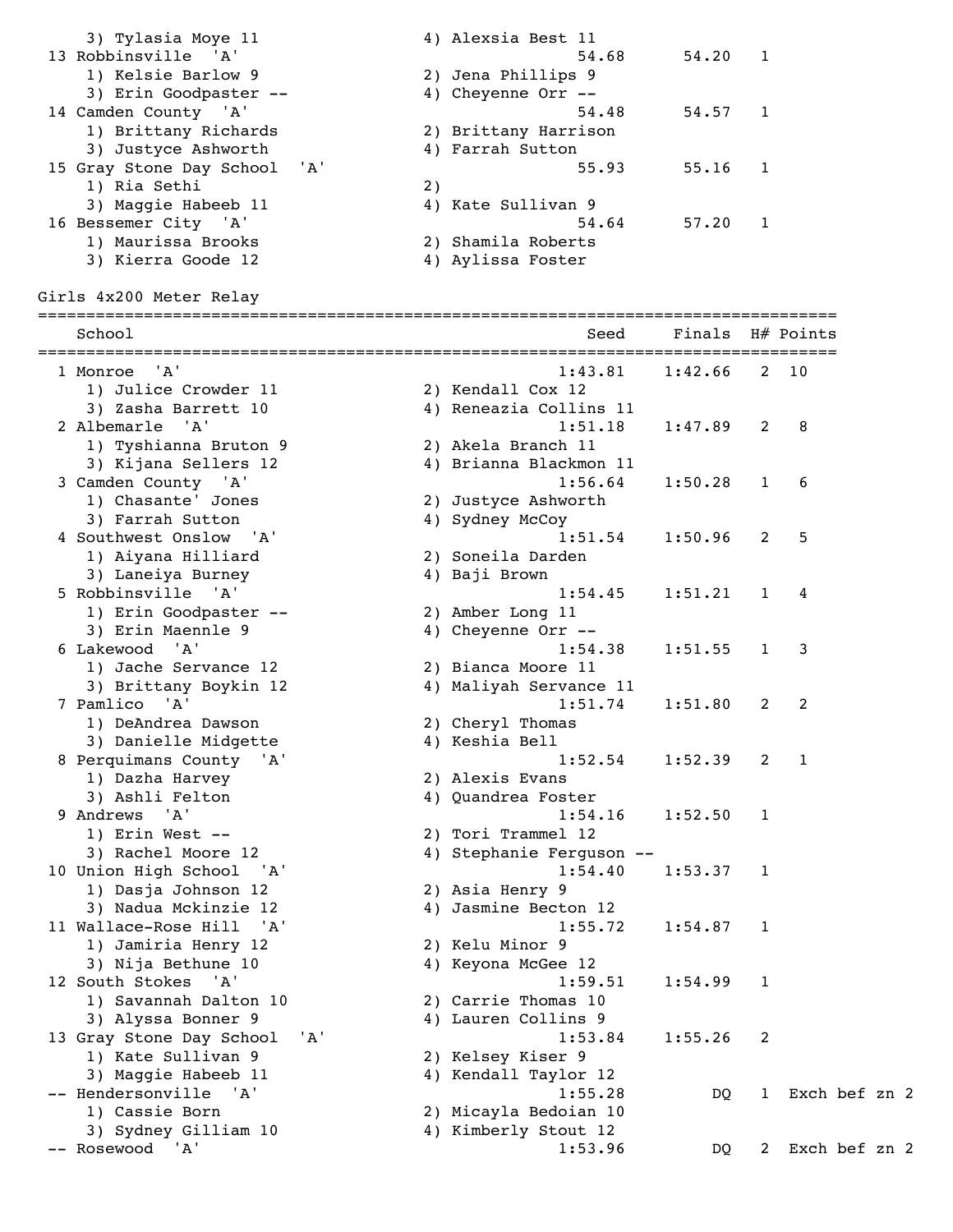```
    3) Tylasia Moye 11                  4) Alexsia Best 11
 13 Robbinsville  'A'                              54.68      54.20   1
    1) Kelsie Barlow 9                  2) Jena Phillips 9
    3) Erin Goodpaster --               4) Cheyenne Orr --
 14 Camden County  'A'                             54.48      54.57   1
    1) Brittany Richards                2) Brittany Harrison
    3) Justyce Ashworth                 4) Farrah Sutton
 15 Gray Stone Day School  'A'                     55.93      55.16   1
    1) Ria Sethi                        2)
    3) Maggie Habeeb 11                 4) Kate Sullivan 9
 16 Bessemer City  'A'                             54.64      57.20   1
    1) Maurissa Brooks                  2) Shamila Roberts
    3) Kierra Goode 12                  4) Aylissa Foster
```

Girls 4x200 Meter Relay

```
=================================================================================
    School                                          Seed     Finals  H# Points
=================================================================================
  1 Monroe  'A'                                  1:43.81    1:42.66   2  10
    1) Julice Crowder 11                2) Kendall Cox 12
    3) Zasha Barrett 10                 4) Reneazia Collins 11
  2 Albemarle  'A'                               1:51.18    1:47.89   2   8
    1) Tyshianna Bruton 9               2) Akela Branch 11
    3) Kijana Sellers 12                4) Brianna Blackmon 11
  3 Camden County  'A'                           1:56.64    1:50.28   1   6
    1) Chasante' Jones                  2) Justyce Ashworth
    3) Farrah Sutton                    4) Sydney McCoy
  4 Southwest Onslow  'A'                        1:51.54    1:50.96   2   5
    1) Aiyana Hilliard                  2) Soneila Darden
    3) Laneiya Burney                   4) Baji Brown
  5 Robbinsville  'A'                            1:54.45    1:51.21   1   4
    1) Erin Goodpaster --               2) Amber Long 11
    3) Erin Maennle 9                   4) Cheyenne Orr --
  6 Lakewood  'A'                                1:54.38    1:51.55   1   3
    1) Jache Servance 12                2) Bianca Moore 11
    3) Brittany Boykin 12               4) Maliyah Servance 11
  7 Pamlico  'A'                                 1:51.74    1:51.80   2   2
    1) DeAndrea Dawson                  2) Cheryl Thomas
    3) Danielle Midgette                4) Keshia Bell
  8 Perquimans County  'A'                       1:52.54    1:52.39   2   1
    1) Dazha Harvey                     2) Alexis Evans
    3) Ashli Felton                     4) Quandrea Foster
  9 Andrews  'A'                                 1:54.16    1:52.50   1
    1) Erin West --                     2) Tori Trammel 12
    3) Rachel Moore 12                  4) Stephanie Ferguson --
 10 Union High School  'A'                       1:54.40    1:53.37   1
    1) Dasja Johnson 12                 2) Asia Henry 9
    3) Nadua Mckinzie 12                4) Jasmine Becton 12
 11 Wallace-Rose Hill  'A'                       1:55.72    1:54.87   1
    1) Jamiria Henry 12                 2) Kelu Minor 9
    3) Nija Bethune 10                  4) Keyona McGee 12
 12 South Stokes  'A'                            1:59.51    1:54.99   1
    1) Savannah Dalton 10               2) Carrie Thomas 10
    3) Alyssa Bonner 9                  4) Lauren Collins 9
 13 Gray Stone Day School  'A'                   1:53.84    1:55.26   2
    1) Kate Sullivan 9                  2) Kelsey Kiser 9
    3) Maggie Habeeb 11                 4) Kendall Taylor 12
 -- Hendersonville  'A'                          1:55.28         DQ   1  Exch bef zn 2
    1) Cassie Born                      2) Micayla Bedoian 10
    3) Sydney Gilliam 10                4) Kimberly Stout 12
 -- Rosewood  'A'                                1:53.96         DQ   2  Exch bef zn 2
```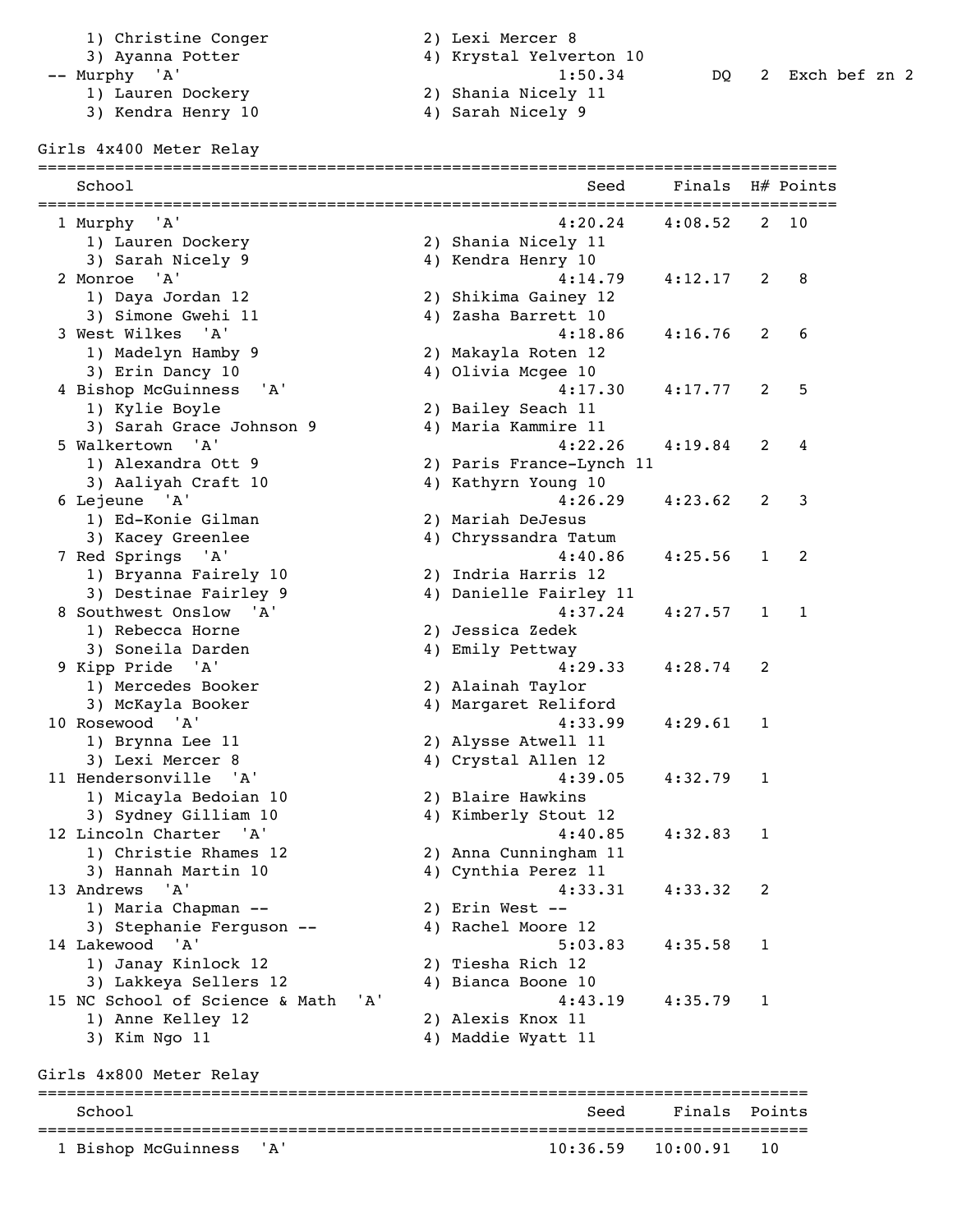1) Christine Conger　　2) Lexi Mercer 8
3) Ayanna Potter　　4) Krystal Yelverton 10

-- Murphy 'A'　　1:50.34　　DQ　2　Exch bef zn 2
1) Lauren Dockery　　2) Shania Nicely 11
3) Kendra Henry 10　　4) Sarah Nicely 9

## Girls 4x400 Meter Relay

| | School | Seed | Finals | H# | Points |
|---|---|---|---|---|---|
| 1 | Murphy 'A' | 4:20.24 | 4:08.52 | 2 | 10 |
| | 1) Lauren Dockery; 2) Shania Nicely 11; 3) Sarah Nicely 9; 4) Kendra Henry 10 | | | | |
| 2 | Monroe 'A' | 4:14.79 | 4:12.17 | 2 | 8 |
| | 1) Daya Jordan 12; 2) Shikima Gainey 12; 3) Simone Gwehi 11; 4) Zasha Barrett 10 | | | | |
| 3 | West Wilkes 'A' | 4:18.86 | 4:16.76 | 2 | 6 |
| | 1) Madelyn Hamby 9; 2) Makayla Roten 12; 3) Erin Dancy 10; 4) Olivia Mcgee 10 | | | | |
| 4 | Bishop McGuinness 'A' | 4:17.30 | 4:17.77 | 2 | 5 |
| | 1) Kylie Boyle; 2) Bailey Seach 11; 3) Sarah Grace Johnson 9; 4) Maria Kammire 11 | | | | |
| 5 | Walkertown 'A' | 4:22.26 | 4:19.84 | 2 | 4 |
| | 1) Alexandra Ott 9; 2) Paris France-Lynch 11; 3) Aaliyah Craft 10; 4) Kathyrn Young 10 | | | | |
| 6 | Lejeune 'A' | 4:26.29 | 4:23.62 | 2 | 3 |
| | 1) Ed-Konie Gilman; 2) Mariah DeJesus; 3) Kacey Greenlee; 4) Chryssandra Tatum | | | | |
| 7 | Red Springs 'A' | 4:40.86 | 4:25.56 | 1 | 2 |
| | 1) Bryanna Fairely 10; 2) Indria Harris 12; 3) Destinae Fairley 9; 4) Danielle Fairley 11 | | | | |
| 8 | Southwest Onslow 'A' | 4:37.24 | 4:27.57 | 1 | 1 |
| | 1) Rebecca Horne; 2) Jessica Zedek; 3) Soneila Darden; 4) Emily Pettway | | | | |
| 9 | Kipp Pride 'A' | 4:29.33 | 4:28.74 | 2 | |
| | 1) Mercedes Booker; 2) Alainah Taylor; 3) McKayla Booker; 4) Margaret Reliford | | | | |
| 10 | Rosewood 'A' | 4:33.99 | 4:29.61 | 1 | |
| | 1) Brynna Lee 11; 2) Alysse Atwell 11; 3) Lexi Mercer 8; 4) Crystal Allen 12 | | | | |
| 11 | Hendersonville 'A' | 4:39.05 | 4:32.79 | 1 | |
| | 1) Micayla Bedoian 10; 2) Blaire Hawkins; 3) Sydney Gilliam 10; 4) Kimberly Stout 12 | | | | |
| 12 | Lincoln Charter 'A' | 4:40.85 | 4:32.83 | 1 | |
| | 1) Christie Rhames 12; 2) Anna Cunningham 11; 3) Hannah Martin 10; 4) Cynthia Perez 11 | | | | |
| 13 | Andrews 'A' | 4:33.31 | 4:33.32 | 2 | |
| | 1) Maria Chapman --; 2) Erin West --; 3) Stephanie Ferguson --; 4) Rachel Moore 12 | | | | |
| 14 | Lakewood 'A' | 5:03.83 | 4:35.58 | 1 | |
| | 1) Janay Kinlock 12; 2) Tiesha Rich 12; 3) Lakkeya Sellers 12; 4) Bianca Boone 10 | | | | |
| 15 | NC School of Science & Math 'A' | 4:43.19 | 4:35.79 | 1 | |
| | 1) Anne Kelley 12; 2) Alexis Knox 11; 3) Kim Ngo 11; 4) Maddie Wyatt 11 | | | | |

## Girls 4x800 Meter Relay

| | School | Seed | Finals | Points |
|---|---|---|---|---|
| 1 | Bishop McGuinness 'A' | 10:36.59 | 10:00.91 | 10 |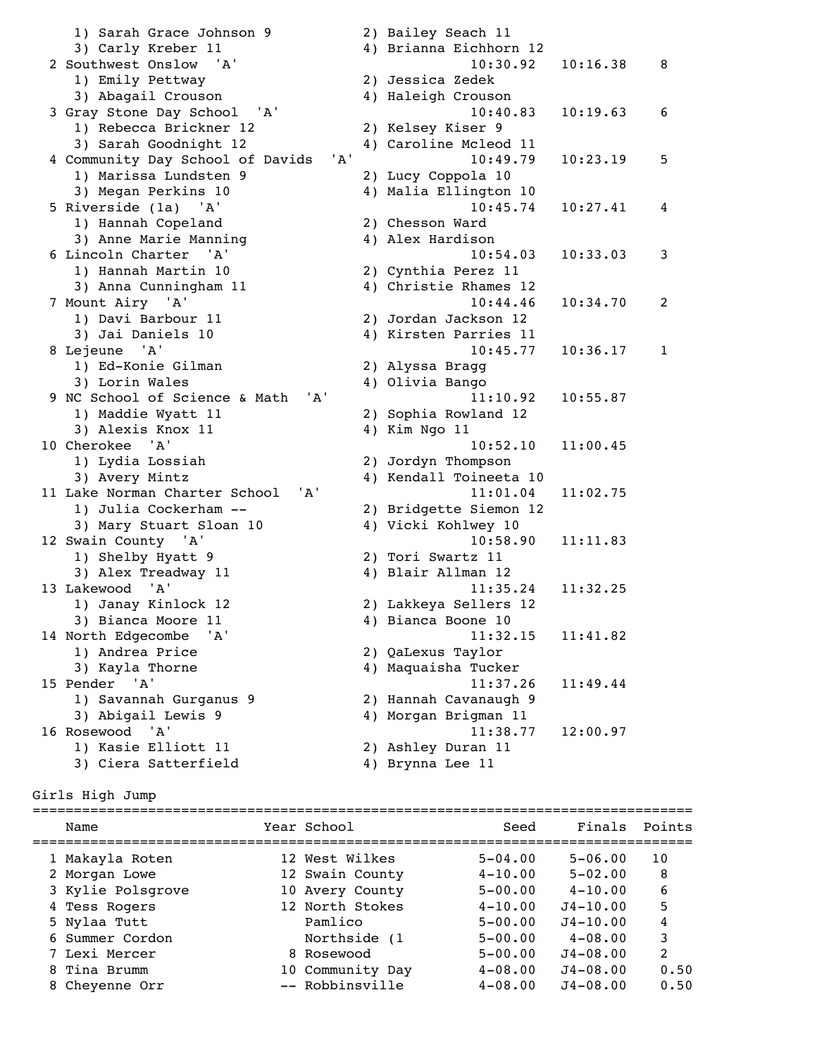```
    1) Sarah Grace Johnson 9          2) Bailey Seach 11
    3) Carly Kreber 11                4) Brianna Eichhorn 12
  2 Southwest Onslow  'A'                      10:30.92   10:16.38    8
    1) Emily Pettway                  2) Jessica Zedek
    3) Abagail Crouson                4) Haleigh Crouson
  3 Gray Stone Day School  'A'                 10:40.83   10:19.63    6
    1) Rebecca Brickner 12            2) Kelsey Kiser 9
    3) Sarah Goodnight 12             4) Caroline Mcleod 11
  4 Community Day School of Davids  'A'        10:49.79   10:23.19    5
    1) Marissa Lundsten 9             2) Lucy Coppola 10
    3) Megan Perkins 10               4) Malia Ellington 10
  5 Riverside (1a)  'A'                        10:45.74   10:27.41    4
    1) Hannah Copeland                2) Chesson Ward
    3) Anne Marie Manning             4) Alex Hardison
  6 Lincoln Charter  'A'                       10:54.03   10:33.03    3
    1) Hannah Martin 10               2) Cynthia Perez 11
    3) Anna Cunningham 11             4) Christie Rhames 12
  7 Mount Airy  'A'                            10:44.46   10:34.70    2
    1) Davi Barbour 11                2) Jordan Jackson 12
    3) Jai Daniels 10                 4) Kirsten Parries 11
  8 Lejeune  'A'                               10:45.77   10:36.17    1
    1) Ed-Konie Gilman                2) Alyssa Bragg
    3) Lorin Wales                    4) Olivia Bango
  9 NC School of Science & Math  'A'           11:10.92   10:55.87
    1) Maddie Wyatt 11                2) Sophia Rowland 12
    3) Alexis Knox 11                 4) Kim Ngo 11
 10 Cherokee  'A'                              10:52.10   11:00.45
    1) Lydia Lossiah                  2) Jordyn Thompson
    3) Avery Mintz                    4) Kendall Toineeta 10
 11 Lake Norman Charter School  'A'            11:01.04   11:02.75
    1) Julia Cockerham --             2) Bridgette Siemon 12
    3) Mary Stuart Sloan 10           4) Vicki Kohlwey 10
 12 Swain County  'A'                          10:58.90   11:11.83
    1) Shelby Hyatt 9                 2) Tori Swartz 11
    3) Alex Treadway 11               4) Blair Allman 12
 13 Lakewood  'A'                              11:35.24   11:32.25
    1) Janay Kinlock 12               2) Lakkeya Sellers 12
    3) Bianca Moore 11                4) Bianca Boone 10
 14 North Edgecombe  'A'                       11:32.15   11:41.82
    1) Andrea Price                   2) QaLexus Taylor
    3) Kayla Thorne                   4) Maquaisha Tucker
 15 Pender  'A'                                11:37.26   11:49.44
    1) Savannah Gurganus 9            2) Hannah Cavanaugh 9
    3) Abigail Lewis 9                4) Morgan Brigman 11
 16 Rosewood  'A'                              11:38.77   12:00.97
    1) Kasie Elliott 11               2) Ashley Duran 11
    3) Ciera Satterfield              4) Brynna Lee 11
```

Girls High Jump

| | Name | Year | School | Seed | Finals | Points |
|---|---|---|---|---|---|---|
| 1 | Makayla Roten | 12 | West Wilkes | 5-04.00 | 5-06.00 | 10 |
| 2 | Morgan Lowe | 12 | Swain County | 4-10.00 | 5-02.00 | 8 |
| 3 | Kylie Polsgrove | 10 | Avery County | 5-00.00 | 4-10.00 | 6 |
| 4 | Tess Rogers | 12 | North Stokes | 4-10.00 | J4-10.00 | 5 |
| 5 | Nylaa Tutt | | Pamlico | 5-00.00 | J4-10.00 | 4 |
| 6 | Summer Cordon | | Northside (1 | 5-00.00 | 4-08.00 | 3 |
| 7 | Lexi Mercer | 8 | Rosewood | 5-00.00 | J4-08.00 | 2 |
| 8 | Tina Brumm | 10 | Community Day | 4-08.00 | J4-08.00 | 0.50 |
| 8 | Cheyenne Orr | -- | Robbinsville | 4-08.00 | J4-08.00 | 0.50 |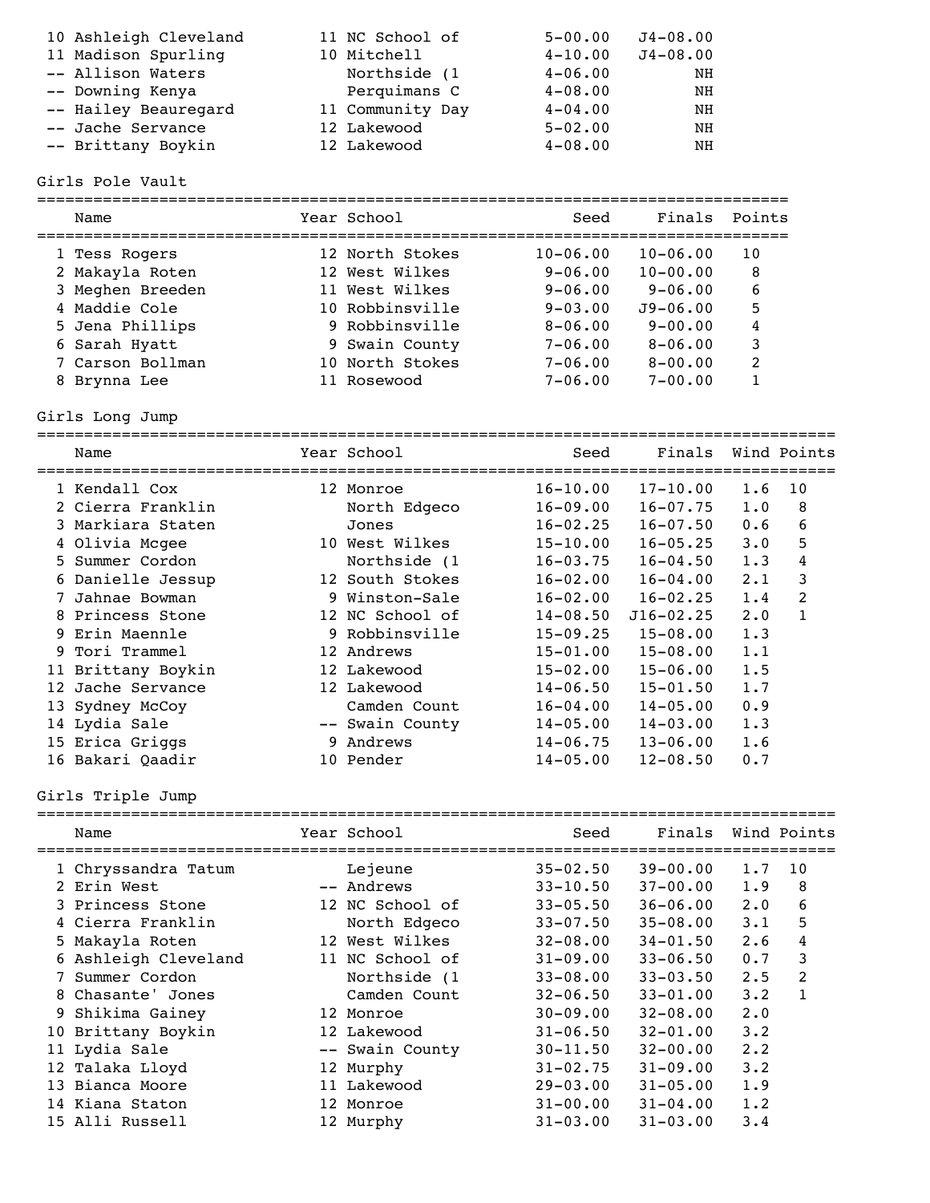| | Name | Year | School | Seed | Finals |
|---|---|---|---|---|---|
| 10 | Ashleigh Cleveland | 11 | NC School of | 5-00.00 | J4-08.00 |
| 11 | Madison Spurling | 10 | Mitchell | 4-10.00 | J4-08.00 |
| -- | Allison Waters | | Northside (1 | 4-06.00 | NH |
| -- | Downing Kenya | | Perquimans C | 4-08.00 | NH |
| -- | Hailey Beauregard | 11 | Community Day | 4-04.00 | NH |
| -- | Jache Servance | 12 | Lakewood | 5-02.00 | NH |
| -- | Brittany Boykin | 12 | Lakewood | 4-08.00 | NH |

## Girls Pole Vault

| | Name | Year | School | Seed | Finals | Points |
|---|---|---|---|---|---|---|
| 1 | Tess Rogers | 12 | North Stokes | 10-06.00 | 10-06.00 | 10 |
| 2 | Makayla Roten | 12 | West Wilkes | 9-06.00 | 10-00.00 | 8 |
| 3 | Meghen Breeden | 11 | West Wilkes | 9-06.00 | 9-06.00 | 6 |
| 4 | Maddie Cole | 10 | Robbinsville | 9-03.00 | J9-06.00 | 5 |
| 5 | Jena Phillips | 9 | Robbinsville | 8-06.00 | 9-00.00 | 4 |
| 6 | Sarah Hyatt | 9 | Swain County | 7-06.00 | 8-06.00 | 3 |
| 7 | Carson Bollman | 10 | North Stokes | 7-06.00 | 8-00.00 | 2 |
| 8 | Brynna Lee | 11 | Rosewood | 7-06.00 | 7-00.00 | 1 |

## Girls Long Jump

| | Name | Year | School | Seed | Finals | Wind | Points |
|---|---|---|---|---|---|---|---|
| 1 | Kendall Cox | 12 | Monroe | 16-10.00 | 17-10.00 | 1.6 | 10 |
| 2 | Cierra Franklin | | North Edgeco | 16-09.00 | 16-07.75 | 1.0 | 8 |
| 3 | Markiara Staten | | Jones | 16-02.25 | 16-07.50 | 0.6 | 6 |
| 4 | Olivia Mcgee | 10 | West Wilkes | 15-10.00 | 16-05.25 | 3.0 | 5 |
| 5 | Summer Cordon | | Northside (1 | 16-03.75 | 16-04.50 | 1.3 | 4 |
| 6 | Danielle Jessup | 12 | South Stokes | 16-02.00 | 16-04.00 | 2.1 | 3 |
| 7 | Jahnae Bowman | 9 | Winston-Sale | 16-02.00 | 16-02.25 | 1.4 | 2 |
| 8 | Princess Stone | 12 | NC School of | 14-08.50 | J16-02.25 | 2.0 | 1 |
| 9 | Erin Maennle | 9 | Robbinsville | 15-09.25 | 15-08.00 | 1.3 | |
| 9 | Tori Trammel | 12 | Andrews | 15-01.00 | 15-08.00 | 1.1 | |
| 11 | Brittany Boykin | 12 | Lakewood | 15-02.00 | 15-06.00 | 1.5 | |
| 12 | Jache Servance | 12 | Lakewood | 14-06.50 | 15-01.50 | 1.7 | |
| 13 | Sydney McCoy | | Camden Count | 16-04.00 | 14-05.00 | 0.9 | |
| 14 | Lydia Sale | -- | Swain County | 14-05.00 | 14-03.00 | 1.3 | |
| 15 | Erica Griggs | 9 | Andrews | 14-06.75 | 13-06.00 | 1.6 | |
| 16 | Bakari Qaadir | 10 | Pender | 14-05.00 | 12-08.50 | 0.7 | |

## Girls Triple Jump

| | Name | Year | School | Seed | Finals | Wind | Points |
|---|---|---|---|---|---|---|---|
| 1 | Chryssandra Tatum | | Lejeune | 35-02.50 | 39-00.00 | 1.7 | 10 |
| 2 | Erin West | -- | Andrews | 33-10.50 | 37-00.00 | 1.9 | 8 |
| 3 | Princess Stone | 12 | NC School of | 33-05.50 | 36-06.00 | 2.0 | 6 |
| 4 | Cierra Franklin | | North Edgeco | 33-07.50 | 35-08.00 | 3.1 | 5 |
| 5 | Makayla Roten | 12 | West Wilkes | 32-08.00 | 34-01.50 | 2.6 | 4 |
| 6 | Ashleigh Cleveland | 11 | NC School of | 31-09.00 | 33-06.50 | 0.7 | 3 |
| 7 | Summer Cordon | | Northside (1 | 33-08.00 | 33-03.50 | 2.5 | 2 |
| 8 | Chasante' Jones | | Camden Count | 32-06.50 | 33-01.00 | 3.2 | 1 |
| 9 | Shikima Gainey | 12 | Monroe | 30-09.00 | 32-08.00 | 2.0 | |
| 10 | Brittany Boykin | 12 | Lakewood | 31-06.50 | 32-01.00 | 3.2 | |
| 11 | Lydia Sale | -- | Swain County | 30-11.50 | 32-00.00 | 2.2 | |
| 12 | Talaka Lloyd | 12 | Murphy | 31-02.75 | 31-09.00 | 3.2 | |
| 13 | Bianca Moore | 11 | Lakewood | 29-03.00 | 31-05.00 | 1.9 | |
| 14 | Kiana Staton | 12 | Monroe | 31-00.00 | 31-04.00 | 1.2 | |
| 15 | Alli Russell | 12 | Murphy | 31-03.00 | 31-03.00 | 3.4 | |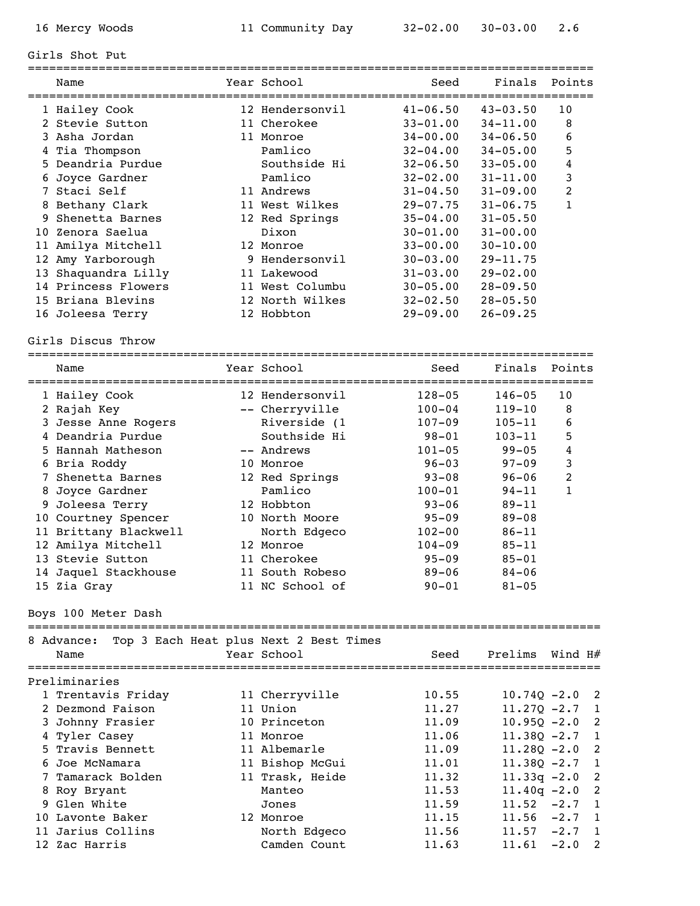| | Name | Year | School | Seed | Finals | Wind |
|---|---|---|---|---|---|---|
| 16 | Mercy Woods | 11 | Community Day | 32-02.00 | 30-03.00 | 2.6 |

## Girls Shot Put

| | Name | Year | School | Seed | Finals | Points |
|---|---|---|---|---|---|---|
| 1 | Hailey Cook | 12 | Hendersonvil | 41-06.50 | 43-03.50 | 10 |
| 2 | Stevie Sutton | 11 | Cherokee | 33-01.00 | 34-11.00 | 8 |
| 3 | Asha Jordan | 11 | Monroe | 34-00.00 | 34-06.50 | 6 |
| 4 | Tia Thompson | | Pamlico | 32-04.00 | 34-05.00 | 5 |
| 5 | Deandria Purdue | | Southside Hi | 32-06.50 | 33-05.00 | 4 |
| 6 | Joyce Gardner | | Pamlico | 32-02.00 | 31-11.00 | 3 |
| 7 | Staci Self | 11 | Andrews | 31-04.50 | 31-09.00 | 2 |
| 8 | Bethany Clark | 11 | West Wilkes | 29-07.75 | 31-06.75 | 1 |
| 9 | Shenetta Barnes | 12 | Red Springs | 35-04.00 | 31-05.50 | |
| 10 | Zenora Saelua | | Dixon | 30-01.00 | 31-00.00 | |
| 11 | Amilya Mitchell | 12 | Monroe | 33-00.00 | 30-10.00 | |
| 12 | Amy Yarborough | 9 | Hendersonvil | 30-03.00 | 29-11.75 | |
| 13 | Shaquandra Lilly | 11 | Lakewood | 31-03.00 | 29-02.00 | |
| 14 | Princess Flowers | 11 | West Columbu | 30-05.00 | 28-09.50 | |
| 15 | Briana Blevins | 12 | North Wilkes | 32-02.50 | 28-05.50 | |
| 16 | Joleesa Terry | 12 | Hobbton | 29-09.00 | 26-09.25 | |

## Girls Discus Throw

| | Name | Year | School | Seed | Finals | Points |
|---|---|---|---|---|---|---|
| 1 | Hailey Cook | 12 | Hendersonvil | 128-05 | 146-05 | 10 |
| 2 | Rajah Key | -- | Cherryville | 100-04 | 119-10 | 8 |
| 3 | Jesse Anne Rogers | | Riverside (1 | 107-09 | 105-11 | 6 |
| 4 | Deandria Purdue | | Southside Hi | 98-01 | 103-11 | 5 |
| 5 | Hannah Matheson | -- | Andrews | 101-05 | 99-05 | 4 |
| 6 | Bria Roddy | 10 | Monroe | 96-03 | 97-09 | 3 |
| 7 | Shenetta Barnes | 12 | Red Springs | 93-08 | 96-06 | 2 |
| 8 | Joyce Gardner | | Pamlico | 100-01 | 94-11 | 1 |
| 9 | Joleesa Terry | 12 | Hobbton | 93-06 | 89-11 | |
| 10 | Courtney Spencer | 10 | North Moore | 95-09 | 89-08 | |
| 11 | Brittany Blackwell | | North Edgeco | 102-00 | 86-11 | |
| 12 | Amilya Mitchell | 12 | Monroe | 104-09 | 85-11 | |
| 13 | Stevie Sutton | 11 | Cherokee | 95-09 | 85-01 | |
| 14 | Jaquel Stackhouse | 11 | South Robeso | 89-06 | 84-06 | |
| 15 | Zia Gray | 11 | NC School of | 90-01 | 81-05 | |

## Boys 100 Meter Dash

8 Advance: Top 3 Each Heat plus Next 2 Best Times

### Preliminaries

| | Name | Year | School | Seed | Prelims | Wind | H# |
|---|---|---|---|---|---|---|---|
| 1 | Trentavis Friday | 11 | Cherryville | 10.55 | 10.74Q | -2.0 | 2 |
| 2 | Dezmond Faison | 11 | Union | 11.27 | 11.27Q | -2.7 | 1 |
| 3 | Johnny Frasier | 10 | Princeton | 11.09 | 10.95Q | -2.0 | 2 |
| 4 | Tyler Casey | 11 | Monroe | 11.06 | 11.38Q | -2.7 | 1 |
| 5 | Travis Bennett | 11 | Albemarle | 11.09 | 11.28Q | -2.0 | 2 |
| 6 | Joe McNamara | 11 | Bishop McGui | 11.01 | 11.38Q | -2.7 | 1 |
| 7 | Tamarack Bolden | 11 | Trask, Heide | 11.32 | 11.33q | -2.0 | 2 |
| 8 | Roy Bryant | | Manteo | 11.53 | 11.40q | -2.0 | 2 |
| 9 | Glen White | | Jones | 11.59 | 11.52 | -2.7 | 1 |
| 10 | Lavonte Baker | 12 | Monroe | 11.15 | 11.56 | -2.7 | 1 |
| 11 | Jarius Collins | | North Edgeco | 11.56 | 11.57 | -2.7 | 1 |
| 12 | Zac Harris | | Camden Count | 11.63 | 11.61 | -2.0 | 2 |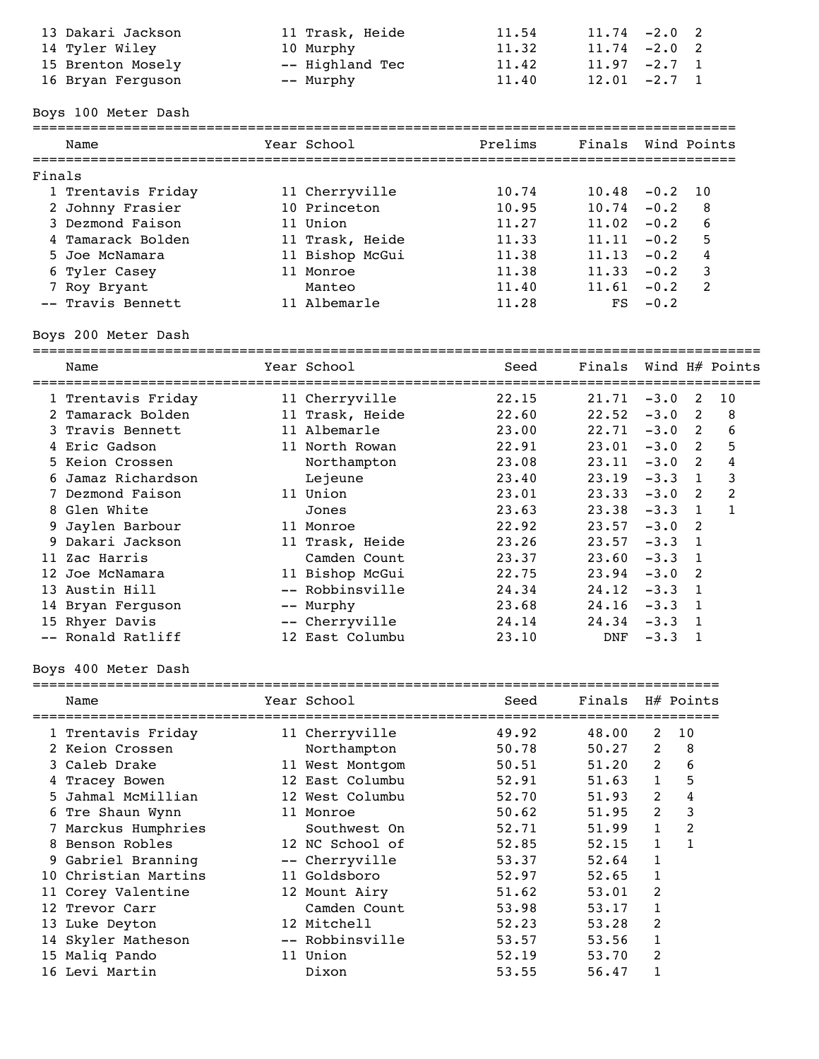| Place | Name | Year | School | Prelims | Finals | Wind | H# |
|---|---|---|---|---|---|---|---|
| 13 | Dakari Jackson | 11 | Trask, Heide | 11.54 | 11.74 | -2.0 | 2 |
| 14 | Tyler Wiley | 10 | Murphy | 11.32 | 11.74 | -2.0 | 2 |
| 15 | Brenton Mosely | -- | Highland Tec | 11.42 | 11.97 | -2.7 | 1 |
| 16 | Bryan Ferguson | -- | Murphy | 11.40 | 12.01 | -2.7 | 1 |

## Boys 100 Meter Dash

Finals

| Place | Name | Year | School | Prelims | Finals | Wind | Points |
|---|---|---|---|---|---|---|---|
| 1 | Trentavis Friday | 11 | Cherryville | 10.74 | 10.48 | -0.2 | 10 |
| 2 | Johnny Frasier | 10 | Princeton | 10.95 | 10.74 | -0.2 | 8 |
| 3 | Dezmond Faison | 11 | Union | 11.27 | 11.02 | -0.2 | 6 |
| 4 | Tamarack Bolden | 11 | Trask, Heide | 11.33 | 11.11 | -0.2 | 5 |
| 5 | Joe McNamara | 11 | Bishop McGui | 11.38 | 11.13 | -0.2 | 4 |
| 6 | Tyler Casey | 11 | Monroe | 11.38 | 11.33 | -0.2 | 3 |
| 7 | Roy Bryant | | Manteo | 11.40 | 11.61 | -0.2 | 2 |
| -- | Travis Bennett | 11 | Albemarle | 11.28 | FS | -0.2 | |

## Boys 200 Meter Dash

| Place | Name | Year | School | Seed | Finals | Wind | H# | Points |
|---|---|---|---|---|---|---|---|---|
| 1 | Trentavis Friday | 11 | Cherryville | 22.15 | 21.71 | -3.0 | 2 | 10 |
| 2 | Tamarack Bolden | 11 | Trask, Heide | 22.60 | 22.52 | -3.0 | 2 | 8 |
| 3 | Travis Bennett | 11 | Albemarle | 23.00 | 22.71 | -3.0 | 2 | 6 |
| 4 | Eric Gadson | 11 | North Rowan | 22.91 | 23.01 | -3.0 | 2 | 5 |
| 5 | Keion Crossen | | Northampton | 23.08 | 23.11 | -3.0 | 2 | 4 |
| 6 | Jamaz Richardson | | Lejeune | 23.40 | 23.19 | -3.3 | 1 | 3 |
| 7 | Dezmond Faison | 11 | Union | 23.01 | 23.33 | -3.0 | 2 | 2 |
| 8 | Glen White | | Jones | 23.63 | 23.38 | -3.3 | 1 | 1 |
| 9 | Jaylen Barbour | 11 | Monroe | 22.92 | 23.57 | -3.0 | 2 | |
| 9 | Dakari Jackson | 11 | Trask, Heide | 23.26 | 23.57 | -3.3 | 1 | |
| 11 | Zac Harris | | Camden Count | 23.37 | 23.60 | -3.3 | 1 | |
| 12 | Joe McNamara | 11 | Bishop McGui | 22.75 | 23.94 | -3.0 | 2 | |
| 13 | Austin Hill | -- | Robbinsville | 24.34 | 24.12 | -3.3 | 1 | |
| 14 | Bryan Ferguson | -- | Murphy | 23.68 | 24.16 | -3.3 | 1 | |
| 15 | Rhyer Davis | -- | Cherryville | 24.14 | 24.34 | -3.3 | 1 | |
| -- | Ronald Ratliff | 12 | East Columbu | 23.10 | DNF | -3.3 | 1 | |

## Boys 400 Meter Dash

| Place | Name | Year | School | Seed | Finals | H# | Points |
|---|---|---|---|---|---|---|---|
| 1 | Trentavis Friday | 11 | Cherryville | 49.92 | 48.00 | 2 | 10 |
| 2 | Keion Crossen | | Northampton | 50.78 | 50.27 | 2 | 8 |
| 3 | Caleb Drake | 11 | West Montgom | 50.51 | 51.20 | 2 | 6 |
| 4 | Tracey Bowen | 12 | East Columbu | 52.91 | 51.63 | 1 | 5 |
| 5 | Jahmal McMillian | 12 | West Columbu | 52.70 | 51.93 | 2 | 4 |
| 6 | Tre Shaun Wynn | 11 | Monroe | 50.62 | 51.95 | 2 | 3 |
| 7 | Marckus Humphries | | Southwest On | 52.71 | 51.99 | 1 | 2 |
| 8 | Benson Robles | 12 | NC School of | 52.85 | 52.15 | 1 | 1 |
| 9 | Gabriel Branning | -- | Cherryville | 53.37 | 52.64 | 1 | |
| 10 | Christian Martins | 11 | Goldsboro | 52.97 | 52.65 | 1 | |
| 11 | Corey Valentine | 12 | Mount Airy | 51.62 | 53.01 | 2 | |
| 12 | Trevor Carr | | Camden Count | 53.98 | 53.17 | 1 | |
| 13 | Luke Deyton | 12 | Mitchell | 52.23 | 53.28 | 2 | |
| 14 | Skyler Matheson | -- | Robbinsville | 53.57 | 53.56 | 1 | |
| 15 | Maliq Pando | 11 | Union | 52.19 | 53.70 | 2 | |
| 16 | Levi Martin | | Dixon | 53.55 | 56.47 | 1 | |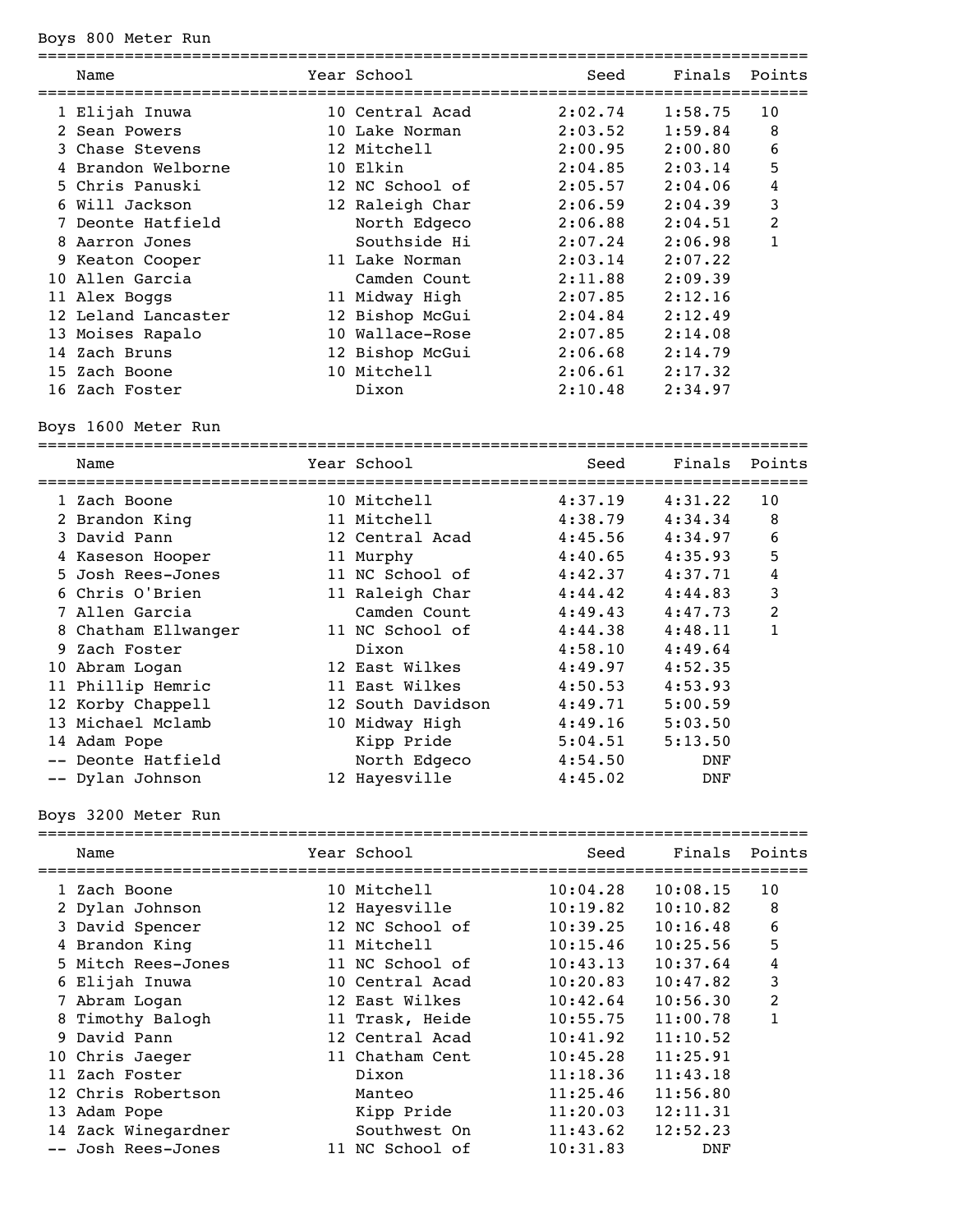## Boys 800 Meter Run

| | Name | Year | School | Seed | Finals | Points |
|---|---|---|---|---|---|---|
| 1 | Elijah Inuwa | 10 | Central Acad | 2:02.74 | 1:58.75 | 10 |
| 2 | Sean Powers | 10 | Lake Norman | 2:03.52 | 1:59.84 | 8 |
| 3 | Chase Stevens | 12 | Mitchell | 2:00.95 | 2:00.80 | 6 |
| 4 | Brandon Welborne | 10 | Elkin | 2:04.85 | 2:03.14 | 5 |
| 5 | Chris Panuski | 12 | NC School of | 2:05.57 | 2:04.06 | 4 |
| 6 | Will Jackson | 12 | Raleigh Char | 2:06.59 | 2:04.39 | 3 |
| 7 | Deonte Hatfield | | North Edgeco | 2:06.88 | 2:04.51 | 2 |
| 8 | Aarron Jones | | Southside Hi | 2:07.24 | 2:06.98 | 1 |
| 9 | Keaton Cooper | 11 | Lake Norman | 2:03.14 | 2:07.22 | |
| 10 | Allen Garcia | | Camden Count | 2:11.88 | 2:09.39 | |
| 11 | Alex Boggs | 11 | Midway High | 2:07.85 | 2:12.16 | |
| 12 | Leland Lancaster | 12 | Bishop McGui | 2:04.84 | 2:12.49 | |
| 13 | Moises Rapalo | 10 | Wallace-Rose | 2:07.85 | 2:14.08 | |
| 14 | Zach Bruns | 12 | Bishop McGui | 2:06.68 | 2:14.79 | |
| 15 | Zach Boone | 10 | Mitchell | 2:06.61 | 2:17.32 | |
| 16 | Zach Foster | | Dixon | 2:10.48 | 2:34.97 | |

## Boys 1600 Meter Run

| | Name | Year | School | Seed | Finals | Points |
|---|---|---|---|---|---|---|
| 1 | Zach Boone | 10 | Mitchell | 4:37.19 | 4:31.22 | 10 |
| 2 | Brandon King | 11 | Mitchell | 4:38.79 | 4:34.34 | 8 |
| 3 | David Pann | 12 | Central Acad | 4:45.56 | 4:34.97 | 6 |
| 4 | Kaseson Hooper | 11 | Murphy | 4:40.65 | 4:35.93 | 5 |
| 5 | Josh Rees-Jones | 11 | NC School of | 4:42.37 | 4:37.71 | 4 |
| 6 | Chris O'Brien | 11 | Raleigh Char | 4:44.42 | 4:44.83 | 3 |
| 7 | Allen Garcia | | Camden Count | 4:49.43 | 4:47.73 | 2 |
| 8 | Chatham Ellwanger | 11 | NC School of | 4:44.38 | 4:48.11 | 1 |
| 9 | Zach Foster | | Dixon | 4:58.10 | 4:49.64 | |
| 10 | Abram Logan | 12 | East Wilkes | 4:49.97 | 4:52.35 | |
| 11 | Phillip Hemric | 11 | East Wilkes | 4:50.53 | 4:53.93 | |
| 12 | Korby Chappell | 12 | South Davidson | 4:49.71 | 5:00.59 | |
| 13 | Michael Mclamb | 10 | Midway High | 4:49.16 | 5:03.50 | |
| 14 | Adam Pope | | Kipp Pride | 5:04.51 | 5:13.50 | |
| -- | Deonte Hatfield | | North Edgeco | 4:54.50 | DNF | |
| -- | Dylan Johnson | 12 | Hayesville | 4:45.02 | DNF | |

## Boys 3200 Meter Run

| | Name | Year | School | Seed | Finals | Points |
|---|---|---|---|---|---|---|
| 1 | Zach Boone | 10 | Mitchell | 10:04.28 | 10:08.15 | 10 |
| 2 | Dylan Johnson | 12 | Hayesville | 10:19.82 | 10:10.82 | 8 |
| 3 | David Spencer | 12 | NC School of | 10:39.25 | 10:16.48 | 6 |
| 4 | Brandon King | 11 | Mitchell | 10:15.46 | 10:25.56 | 5 |
| 5 | Mitch Rees-Jones | 11 | NC School of | 10:43.13 | 10:37.64 | 4 |
| 6 | Elijah Inuwa | 10 | Central Acad | 10:20.83 | 10:47.82 | 3 |
| 7 | Abram Logan | 12 | East Wilkes | 10:42.64 | 10:56.30 | 2 |
| 8 | Timothy Balogh | 11 | Trask, Heide | 10:55.75 | 11:00.78 | 1 |
| 9 | David Pann | 12 | Central Acad | 10:41.92 | 11:10.52 | |
| 10 | Chris Jaeger | 11 | Chatham Cent | 10:45.28 | 11:25.91 | |
| 11 | Zach Foster | | Dixon | 11:18.36 | 11:43.18 | |
| 12 | Chris Robertson | | Manteo | 11:25.46 | 11:56.80 | |
| 13 | Adam Pope | | Kipp Pride | 11:20.03 | 12:11.31 | |
| 14 | Zack Winegardner | | Southwest On | 11:43.62 | 12:52.23 | |
| -- | Josh Rees-Jones | 11 | NC School of | 10:31.83 | DNF | |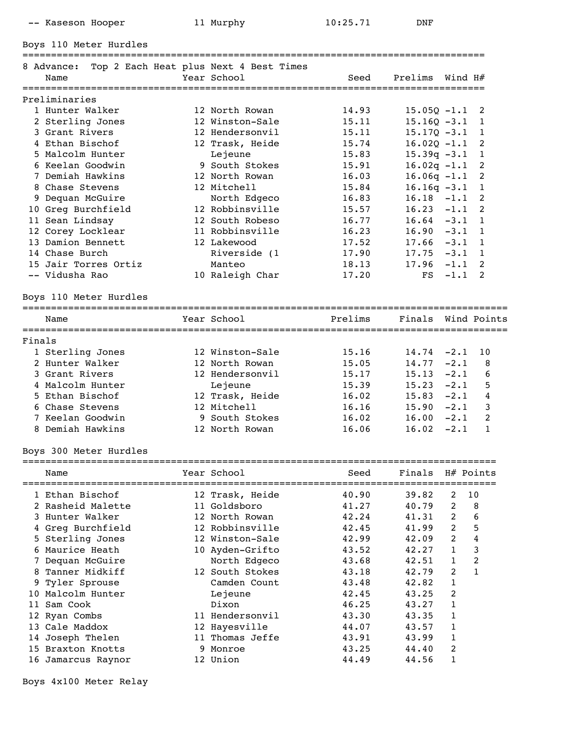| Place | Name | Year | School | Seed | Finals |
|---|---|---|---|---|---|
| -- | Kaseson Hooper | 11 | Murphy | 10:25.71 | DNF |

## Boys 110 Meter Hurdles

8 Advance: Top 2 Each Heat plus Next 4 Best Times

| Place | Name | Year | School | Seed | Prelims | Wind | H# |
|---|---|---|---|---|---|---|---|
| **Preliminaries** | | | | | | | |
| 1 | Hunter Walker | 12 | North Rowan | 14.93 | 15.05Q | -1.1 | 2 |
| 2 | Sterling Jones | 12 | Winston-Sale | 15.11 | 15.16Q | -3.1 | 1 |
| 3 | Grant Rivers | 12 | Hendersonvil | 15.11 | 15.17Q | -3.1 | 1 |
| 4 | Ethan Bischof | 12 | Trask, Heide | 15.74 | 16.02Q | -1.1 | 2 |
| 5 | Malcolm Hunter | | Lejeune | 15.83 | 15.39q | -3.1 | 1 |
| 6 | Keelan Goodwin | 9 | South Stokes | 15.91 | 16.02q | -1.1 | 2 |
| 7 | Demiah Hawkins | 12 | North Rowan | 16.03 | 16.06q | -1.1 | 2 |
| 8 | Chase Stevens | 12 | Mitchell | 15.84 | 16.16q | -3.1 | 1 |
| 9 | Dequan McGuire | | North Edgeco | 16.83 | 16.18 | -1.1 | 2 |
| 10 | Greg Burchfield | 12 | Robbinsville | 15.57 | 16.23 | -1.1 | 2 |
| 11 | Sean Lindsay | 12 | South Robeso | 16.77 | 16.64 | -3.1 | 1 |
| 12 | Corey Locklear | 11 | Robbinsville | 16.23 | 16.90 | -3.1 | 1 |
| 13 | Damion Bennett | 12 | Lakewood | 17.52 | 17.66 | -3.1 | 1 |
| 14 | Chase Burch | | Riverside (1 | 17.90 | 17.75 | -3.1 | 1 |
| 15 | Jair Torres Ortiz | | Manteo | 18.13 | 17.96 | -1.1 | 2 |
| -- | Vidusha Rao | 10 | Raleigh Char | 17.20 | FS | -1.1 | 2 |

## Boys 110 Meter Hurdles

| Place | Name | Year | School | Prelims | Finals | Wind | Points |
|---|---|---|---|---|---|---|---|
| **Finals** | | | | | | | |
| 1 | Sterling Jones | 12 | Winston-Sale | 15.16 | 14.74 | -2.1 | 10 |
| 2 | Hunter Walker | 12 | North Rowan | 15.05 | 14.77 | -2.1 | 8 |
| 3 | Grant Rivers | 12 | Hendersonvil | 15.17 | 15.13 | -2.1 | 6 |
| 4 | Malcolm Hunter | | Lejeune | 15.39 | 15.23 | -2.1 | 5 |
| 5 | Ethan Bischof | 12 | Trask, Heide | 16.02 | 15.83 | -2.1 | 4 |
| 6 | Chase Stevens | 12 | Mitchell | 16.16 | 15.90 | -2.1 | 3 |
| 7 | Keelan Goodwin | 9 | South Stokes | 16.02 | 16.00 | -2.1 | 2 |
| 8 | Demiah Hawkins | 12 | North Rowan | 16.06 | 16.02 | -2.1 | 1 |

## Boys 300 Meter Hurdles

| Place | Name | Year | School | Seed | Finals | H# | Points |
|---|---|---|---|---|---|---|---|
| 1 | Ethan Bischof | 12 | Trask, Heide | 40.90 | 39.82 | 2 | 10 |
| 2 | Rasheid Malette | 11 | Goldsboro | 41.27 | 40.79 | 2 | 8 |
| 3 | Hunter Walker | 12 | North Rowan | 42.24 | 41.31 | 2 | 6 |
| 4 | Greg Burchfield | 12 | Robbinsville | 42.45 | 41.99 | 2 | 5 |
| 5 | Sterling Jones | 12 | Winston-Sale | 42.99 | 42.09 | 2 | 4 |
| 6 | Maurice Heath | 10 | Ayden-Grifto | 43.52 | 42.27 | 1 | 3 |
| 7 | Dequan McGuire | | North Edgeco | 43.68 | 42.51 | 1 | 2 |
| 8 | Tanner Midkiff | 12 | South Stokes | 43.18 | 42.79 | 2 | 1 |
| 9 | Tyler Sprouse | | Camden Count | 43.48 | 42.82 | 1 | |
| 10 | Malcolm Hunter | | Lejeune | 42.45 | 43.25 | 2 | |
| 11 | Sam Cook | | Dixon | 46.25 | 43.27 | 1 | |
| 12 | Ryan Combs | 11 | Hendersonvil | 43.30 | 43.35 | 1 | |
| 13 | Cale Maddox | 12 | Hayesville | 44.07 | 43.57 | 1 | |
| 14 | Joseph Thelen | 11 | Thomas Jeffe | 43.91 | 43.99 | 1 | |
| 15 | Braxton Knotts | 9 | Monroe | 43.25 | 44.40 | 2 | |
| 16 | Jamarcus Raynor | 12 | Union | 44.49 | 44.56 | 1 | |

## Boys 4x100 Meter Relay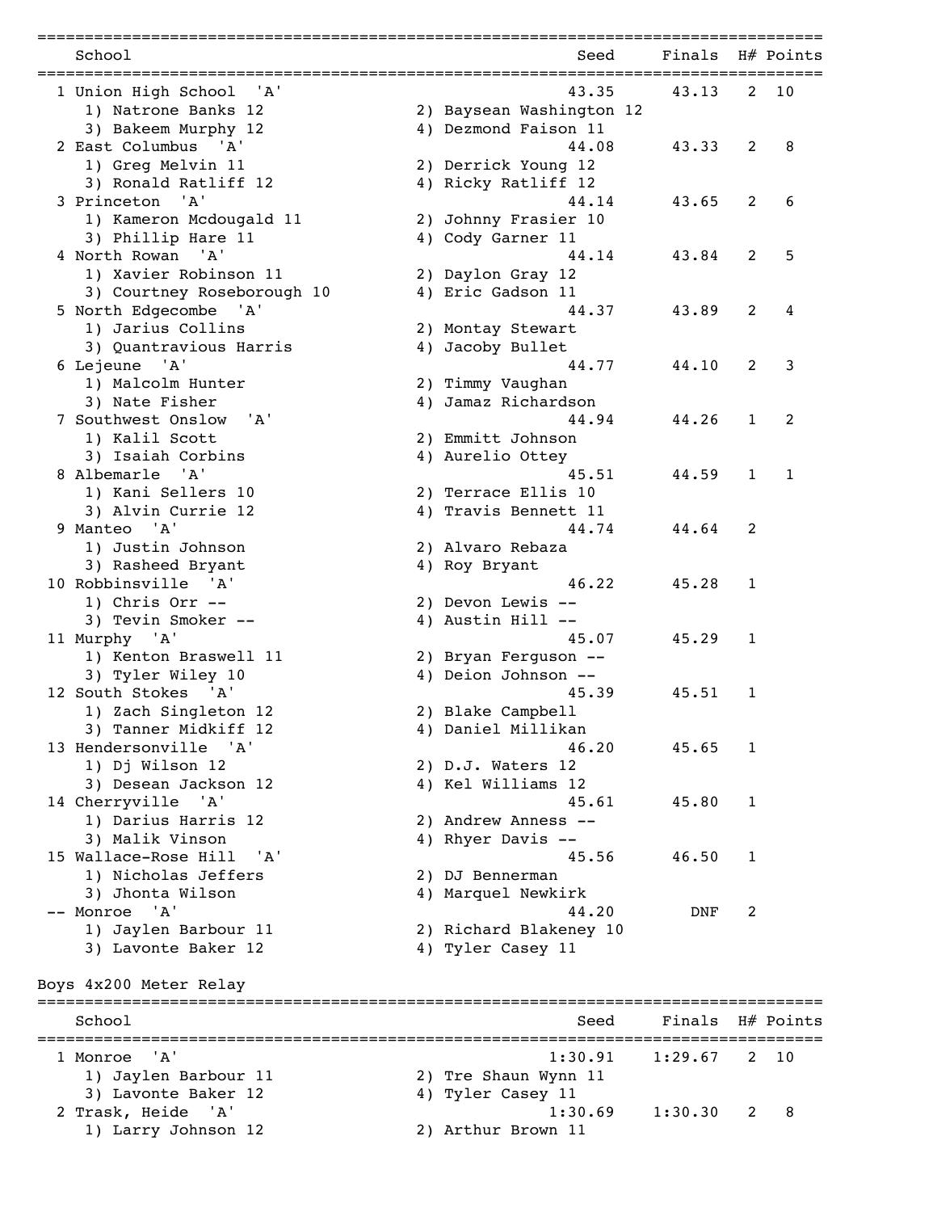| Place | School | Seed | Finals | H# | Points |
|---|---|---|---|---|---|
| 1 | Union High School 'A' | 43.35 | 43.13 | 2 | 10 |
| | 1) Natrone Banks 12; 2) Baysean Washington 12; 3) Bakeem Murphy 12; 4) Dezmond Faison 11 | | | | |
| 2 | East Columbus 'A' | 44.08 | 43.33 | 2 | 8 |
| | 1) Greg Melvin 11; 2) Derrick Young 12; 3) Ronald Ratliff 12; 4) Ricky Ratliff 12 | | | | |
| 3 | Princeton 'A' | 44.14 | 43.65 | 2 | 6 |
| | 1) Kameron Mcdougald 11; 2) Johnny Frasier 10; 3) Phillip Hare 11; 4) Cody Garner 11 | | | | |
| 4 | North Rowan 'A' | 44.14 | 43.84 | 2 | 5 |
| | 1) Xavier Robinson 11; 2) Daylon Gray 12; 3) Courtney Roseborough 10; 4) Eric Gadson 11 | | | | |
| 5 | North Edgecombe 'A' | 44.37 | 43.89 | 2 | 4 |
| | 1) Jarius Collins; 2) Montay Stewart; 3) Quantravious Harris; 4) Jacoby Bullet | | | | |
| 6 | Lejeune 'A' | 44.77 | 44.10 | 2 | 3 |
| | 1) Malcolm Hunter; 2) Timmy Vaughan; 3) Nate Fisher; 4) Jamaz Richardson | | | | |
| 7 | Southwest Onslow 'A' | 44.94 | 44.26 | 1 | 2 |
| | 1) Kalil Scott; 2) Emmitt Johnson; 3) Isaiah Corbins; 4) Aurelio Ottey | | | | |
| 8 | Albemarle 'A' | 45.51 | 44.59 | 1 | 1 |
| | 1) Kani Sellers 10; 2) Terrace Ellis 10; 3) Alvin Currie 12; 4) Travis Bennett 11 | | | | |
| 9 | Manteo 'A' | 44.74 | 44.64 | 2 | |
| | 1) Justin Johnson; 2) Alvaro Rebaza; 3) Rasheed Bryant; 4) Roy Bryant | | | | |
| 10 | Robbinsville 'A' | 46.22 | 45.28 | 1 | |
| | 1) Chris Orr --; 2) Devon Lewis --; 3) Tevin Smoker --; 4) Austin Hill -- | | | | |
| 11 | Murphy 'A' | 45.07 | 45.29 | 1 | |
| | 1) Kenton Braswell 11; 2) Bryan Ferguson --; 3) Tyler Wiley 10; 4) Deion Johnson -- | | | | |
| 12 | South Stokes 'A' | 45.39 | 45.51 | 1 | |
| | 1) Zach Singleton 12; 2) Blake Campbell; 3) Tanner Midkiff 12; 4) Daniel Millikan | | | | |
| 13 | Hendersonville 'A' | 46.20 | 45.65 | 1 | |
| | 1) Dj Wilson 12; 2) D.J. Waters 12; 3) Desean Jackson 12; 4) Kel Williams 12 | | | | |
| 14 | Cherryville 'A' | 45.61 | 45.80 | 1 | |
| | 1) Darius Harris 12; 2) Andrew Anness --; 3) Malik Vinson; 4) Rhyer Davis -- | | | | |
| 15 | Wallace-Rose Hill 'A' | 45.56 | 46.50 | 1 | |
| | 1) Nicholas Jeffers; 2) DJ Bennerman; 3) Jhonta Wilson; 4) Marquel Newkirk | | | | |
| -- | Monroe 'A' | 44.20 | DNF | 2 | |
| | 1) Jaylen Barbour 11; 2) Richard Blakeney 10; 3) Lavonte Baker 12; 4) Tyler Casey 11 | | | | |

## Boys 4x200 Meter Relay

| Place | School | Seed | Finals | H# | Points |
|---|---|---|---|---|---|
| 1 | Monroe 'A' | 1:30.91 | 1:29.67 | 2 | 10 |
| | 1) Jaylen Barbour 11; 2) Tre Shaun Wynn 11; 3) Lavonte Baker 12; 4) Tyler Casey 11 | | | | |
| 2 | Trask, Heide 'A' | 1:30.69 | 1:30.30 | 2 | 8 |
| | 1) Larry Johnson 12; 2) Arthur Brown 11 | | | | |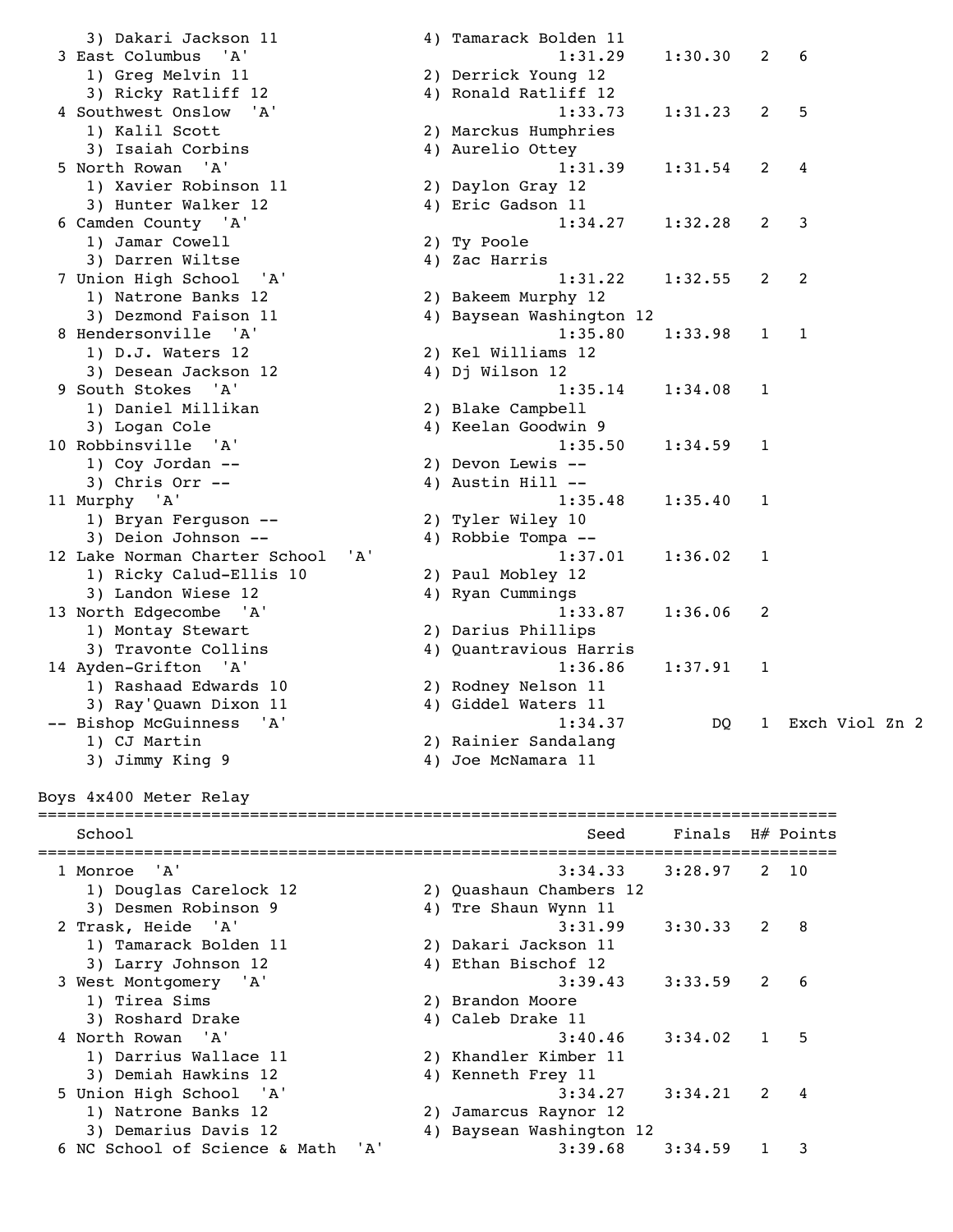| Place | School | Seed | Finals | H# | Points |
|---|---|---|---|---|---|
| | 3) Dakari Jackson 11 / 4) Tamarack Bolden 11 | | | | |
| 3 | East Columbus 'A' | 1:31.29 | 1:30.30 | 2 | 6 |
| | 1) Greg Melvin 11 / 2) Derrick Young 12 / 3) Ricky Ratliff 12 / 4) Ronald Ratliff 12 | | | | |
| 4 | Southwest Onslow 'A' | 1:33.73 | 1:31.23 | 2 | 5 |
| | 1) Kalil Scott / 2) Marckus Humphries / 3) Isaiah Corbins / 4) Aurelio Ottey | | | | |
| 5 | North Rowan 'A' | 1:31.39 | 1:31.54 | 2 | 4 |
| | 1) Xavier Robinson 11 / 2) Daylon Gray 12 / 3) Hunter Walker 12 / 4) Eric Gadson 11 | | | | |
| 6 | Camden County 'A' | 1:34.27 | 1:32.28 | 2 | 3 |
| | 1) Jamar Cowell / 2) Ty Poole / 3) Darren Wiltse / 4) Zac Harris | | | | |
| 7 | Union High School 'A' | 1:31.22 | 1:32.55 | 2 | 2 |
| | 1) Natrone Banks 12 / 2) Bakeem Murphy 12 / 3) Dezmond Faison 11 / 4) Baysean Washington 12 | | | | |
| 8 | Hendersonville 'A' | 1:35.80 | 1:33.98 | 1 | 1 |
| | 1) D.J. Waters 12 / 2) Kel Williams 12 / 3) Desean Jackson 12 / 4) Dj Wilson 12 | | | | |
| 9 | South Stokes 'A' | 1:35.14 | 1:34.08 | 1 | |
| | 1) Daniel Millikan / 2) Blake Campbell / 3) Logan Cole / 4) Keelan Goodwin 9 | | | | |
| 10 | Robbinsville 'A' | 1:35.50 | 1:34.59 | 1 | |
| | 1) Coy Jordan -- / 2) Devon Lewis -- / 3) Chris Orr -- / 4) Austin Hill -- | | | | |
| 11 | Murphy 'A' | 1:35.48 | 1:35.40 | 1 | |
| | 1) Bryan Ferguson -- / 2) Tyler Wiley 10 / 3) Deion Johnson -- / 4) Robbie Tompa -- | | | | |
| 12 | Lake Norman Charter School 'A' | 1:37.01 | 1:36.02 | 1 | |
| | 1) Ricky Calud-Ellis 10 / 2) Paul Mobley 12 / 3) Landon Wiese 12 / 4) Ryan Cummings | | | | |
| 13 | North Edgecombe 'A' | 1:33.87 | 1:36.06 | 2 | |
| | 1) Montay Stewart / 2) Darius Phillips / 3) Travonte Collins / 4) Quantravious Harris | | | | |
| 14 | Ayden-Grifton 'A' | 1:36.86 | 1:37.91 | 1 | |
| | 1) Rashaad Edwards 10 / 2) Rodney Nelson 11 / 3) Ray'Quawn Dixon 11 / 4) Giddel Waters 11 | | | | |
| -- | Bishop McGuinness 'A' | 1:34.37 | DQ | 1 | Exch Viol Zn 2 |
| | 1) CJ Martin / 2) Rainier Sandalang / 3) Jimmy King 9 / 4) Joe McNamara 11 | | | | |

## Boys 4x400 Meter Relay

| Place | School | Seed | Finals | H# | Points |
|---|---|---|---|---|---|
| 1 | Monroe 'A' | 3:34.33 | 3:28.97 | 2 | 10 |
| | 1) Douglas Carelock 12 / 2) Quashaun Chambers 12 / 3) Desmen Robinson 9 / 4) Tre Shaun Wynn 11 | | | | |
| 2 | Trask, Heide 'A' | 3:31.99 | 3:30.33 | 2 | 8 |
| | 1) Tamarack Bolden 11 / 2) Dakari Jackson 11 / 3) Larry Johnson 12 / 4) Ethan Bischof 12 | | | | |
| 3 | West Montgomery 'A' | 3:39.43 | 3:33.59 | 2 | 6 |
| | 1) Tirea Sims / 2) Brandon Moore / 3) Roshard Drake / 4) Caleb Drake 11 | | | | |
| 4 | North Rowan 'A' | 3:40.46 | 3:34.02 | 1 | 5 |
| | 1) Darrius Wallace 11 / 2) Khandler Kimber 11 / 3) Demiah Hawkins 12 / 4) Kenneth Frey 11 | | | | |
| 5 | Union High School 'A' | 3:34.27 | 3:34.21 | 2 | 4 |
| | 1) Natrone Banks 12 / 2) Jamarcus Raynor 12 / 3) Demarius Davis 12 / 4) Baysean Washington 12 | | | | |
| 6 | NC School of Science & Math 'A' | 3:39.68 | 3:34.59 | 1 | 3 |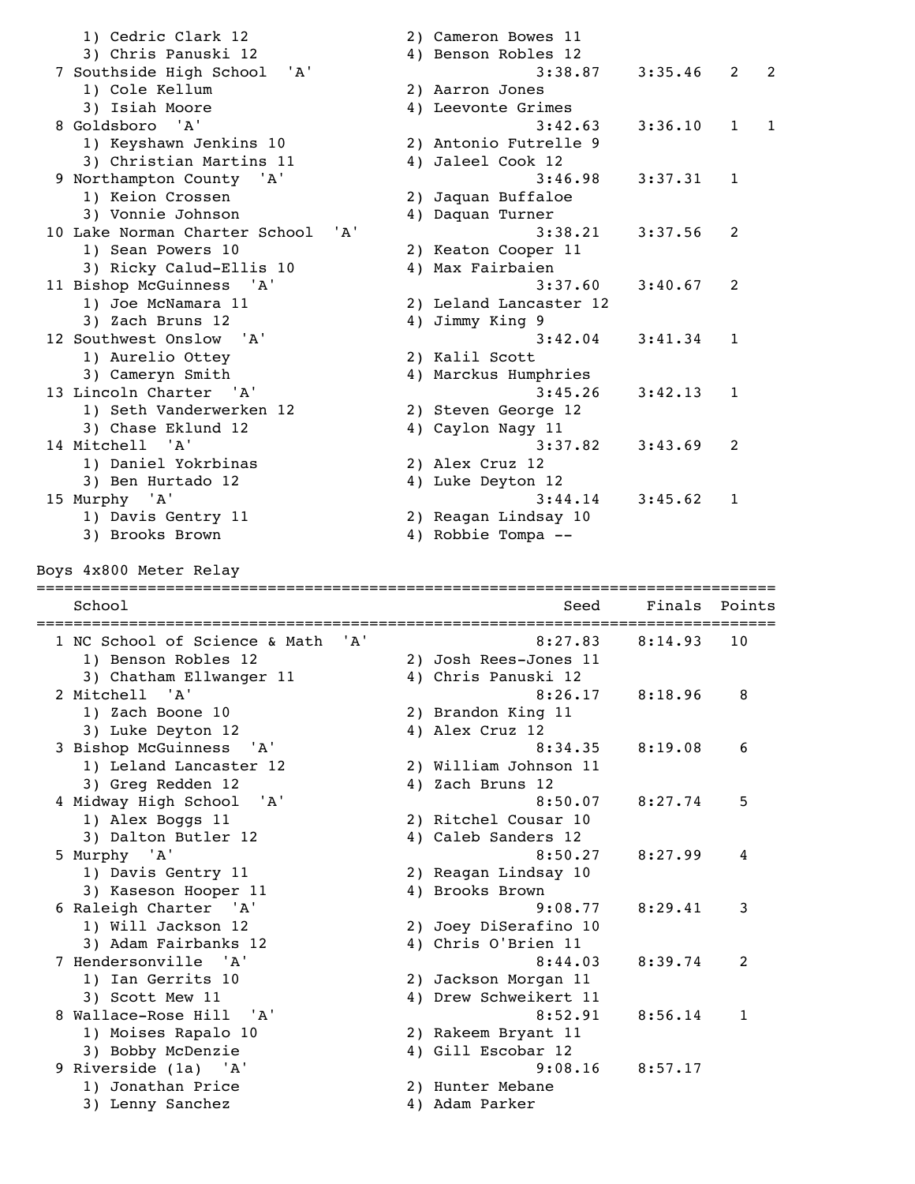```
    1) Cedric Clark 12                2) Cameron Bowes 11
    3) Chris Panuski 12               4) Benson Robles 12
  7 Southside High School  'A'                 3:38.87    3:35.46   2   2
    1) Cole Kellum                    2) Aarron Jones
    3) Isiah Moore                    4) Leevonte Grimes
  8 Goldsboro  'A'                             3:42.63    3:36.10   1   1
    1) Keyshawn Jenkins 10            2) Antonio Futrelle 9
    3) Christian Martins 11           4) Jaleel Cook 12
  9 Northampton County  'A'                    3:46.98    3:37.31   1
    1) Keion Crossen                  2) Jaquan Buffaloe
    3) Vonnie Johnson                 4) Daquan Turner
 10 Lake Norman Charter School  'A'            3:38.21    3:37.56   2
    1) Sean Powers 10                 2) Keaton Cooper 11
    3) Ricky Calud-Ellis 10           4) Max Fairbaien
 11 Bishop McGuinness  'A'                     3:37.60    3:40.67   2
    1) Joe McNamara 11                2) Leland Lancaster 12
    3) Zach Bruns 12                  4) Jimmy King 9
 12 Southwest Onslow  'A'                      3:42.04    3:41.34   1
    1) Aurelio Ottey                  2) Kalil Scott
    3) Cameryn Smith                  4) Marckus Humphries
 13 Lincoln Charter  'A'                       3:45.26    3:42.13   1
    1) Seth Vanderwerken 12           2) Steven George 12
    3) Chase Eklund 12                4) Caylon Nagy 11
 14 Mitchell  'A'                              3:37.82    3:43.69   2
    1) Daniel Yokrbinas               2) Alex Cruz 12
    3) Ben Hurtado 12                 4) Luke Deyton 12
 15 Murphy  'A'                                3:44.14    3:45.62   1
    1) Davis Gentry 11                2) Reagan Lindsay 10
    3) Brooks Brown                   4) Robbie Tompa --
```

Boys 4x800 Meter Relay

```
================================================================================
    School                                            Seed     Finals  Points
================================================================================
  1 NC School of Science & Math  'A'               8:27.83    8:14.93   10
    1) Benson Robles 12               2) Josh Rees-Jones 11
    3) Chatham Ellwanger 11           4) Chris Panuski 12
  2 Mitchell  'A'                                  8:26.17    8:18.96    8
    1) Zach Boone 10                  2) Brandon King 11
    3) Luke Deyton 12                 4) Alex Cruz 12
  3 Bishop McGuinness  'A'                         8:34.35    8:19.08    6
    1) Leland Lancaster 12            2) William Johnson 11
    3) Greg Redden 12                 4) Zach Bruns 12
  4 Midway High School  'A'                        8:50.07    8:27.74    5
    1) Alex Boggs 11                  2) Ritchel Cousar 10
    3) Dalton Butler 12               4) Caleb Sanders 12
  5 Murphy  'A'                                    8:50.27    8:27.99    4
    1) Davis Gentry 11                2) Reagan Lindsay 10
    3) Kaseson Hooper 11              4) Brooks Brown
  6 Raleigh Charter  'A'                           9:08.77    8:29.41    3
    1) Will Jackson 12                2) Joey DiSerafino 10
    3) Adam Fairbanks 12              4) Chris O'Brien 11
  7 Hendersonville  'A'                            8:44.03    8:39.74    2
    1) Ian Gerrits 10                 2) Jackson Morgan 11
    3) Scott Mew 11                   4) Drew Schweikert 11
  8 Wallace-Rose Hill  'A'                         8:52.91    8:56.14    1
    1) Moises Rapalo 10               2) Rakeem Bryant 11
    3) Bobby McDenzie                 4) Gill Escobar 12
  9 Riverside (1a)  'A'                            9:08.16    8:57.17
    1) Jonathan Price                 2) Hunter Mebane
    3) Lenny Sanchez                  4) Adam Parker
```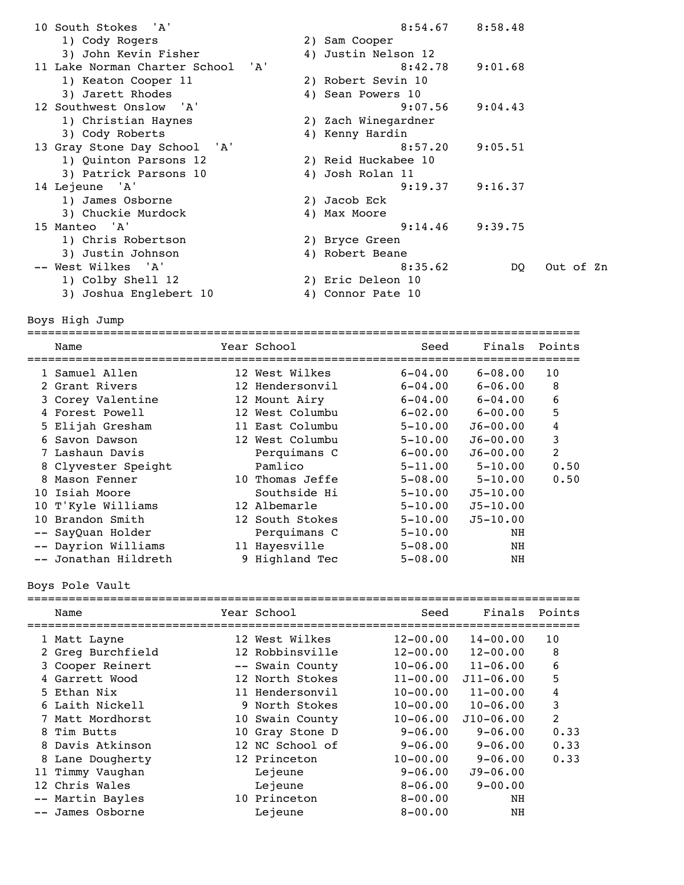| Place | Team | Seed | Finals | Note |
|---|---|---|---|---|
| 10 | South Stokes 'A' | 8:54.67 | 8:58.48 | |
| | 1) Cody Rogers, 2) Sam Cooper, 3) John Kevin Fisher, 4) Justin Nelson 12 | | | |
| 11 | Lake Norman Charter School 'A' | 8:42.78 | 9:01.68 | |
| | 1) Keaton Cooper 11, 2) Robert Sevin 10, 3) Jarett Rhodes, 4) Sean Powers 10 | | | |
| 12 | Southwest Onslow 'A' | 9:07.56 | 9:04.43 | |
| | 1) Christian Haynes, 2) Zach Winegardner, 3) Cody Roberts, 4) Kenny Hardin | | | |
| 13 | Gray Stone Day School 'A' | 8:57.20 | 9:05.51 | |
| | 1) Quinton Parsons 12, 2) Reid Huckabee 10, 3) Patrick Parsons 10, 4) Josh Rolan 11 | | | |
| 14 | Lejeune 'A' | 9:19.37 | 9:16.37 | |
| | 1) James Osborne, 2) Jacob Eck, 3) Chuckie Murdock, 4) Max Moore | | | |
| 15 | Manteo 'A' | 9:14.46 | 9:39.75 | |
| | 1) Chris Robertson, 2) Bryce Green, 3) Justin Johnson, 4) Robert Beane | | | |
| -- | West Wilkes 'A' | 8:35.62 | DQ | Out of Zn |
| | 1) Colby Shell 12, 2) Eric Deleon 10, 3) Joshua Englebert 10, 4) Connor Pate 10 | | | |

## Boys High Jump

| | Name | Year | School | Seed | Finals | Points |
|---|---|---|---|---|---|---|
| 1 | Samuel Allen | 12 | West Wilkes | 6-04.00 | 6-08.00 | 10 |
| 2 | Grant Rivers | 12 | Hendersonvil | 6-04.00 | 6-06.00 | 8 |
| 3 | Corey Valentine | 12 | Mount Airy | 6-04.00 | 6-04.00 | 6 |
| 4 | Forest Powell | 12 | West Columbu | 6-02.00 | 6-00.00 | 5 |
| 5 | Elijah Gresham | 11 | East Columbu | 5-10.00 | J6-00.00 | 4 |
| 6 | Savon Dawson | 12 | West Columbu | 5-10.00 | J6-00.00 | 3 |
| 7 | Lashaun Davis | | Perquimans C | 6-00.00 | J6-00.00 | 2 |
| 8 | Clyvester Speight | | Pamlico | 5-11.00 | 5-10.00 | 0.50 |
| 8 | Mason Fenner | 10 | Thomas Jeffe | 5-08.00 | 5-10.00 | 0.50 |
| 10 | Isiah Moore | | Southside Hi | 5-10.00 | J5-10.00 | |
| 10 | T'Kyle Williams | 12 | Albemarle | 5-10.00 | J5-10.00 | |
| 10 | Brandon Smith | 12 | South Stokes | 5-10.00 | J5-10.00 | |
| -- | SayQuan Holder | | Perquimans C | 5-10.00 | NH | |
| -- | Dayrion Williams | 11 | Hayesville | 5-08.00 | NH | |
| -- | Jonathan Hildreth | 9 | Highland Tec | 5-08.00 | NH | |

## Boys Pole Vault

| | Name | Year | School | Seed | Finals | Points |
|---|---|---|---|---|---|---|
| 1 | Matt Layne | 12 | West Wilkes | 12-00.00 | 14-00.00 | 10 |
| 2 | Greg Burchfield | 12 | Robbinsville | 12-00.00 | 12-00.00 | 8 |
| 3 | Cooper Reinert | -- | Swain County | 10-06.00 | 11-06.00 | 6 |
| 4 | Garrett Wood | 12 | North Stokes | 11-00.00 | J11-06.00 | 5 |
| 5 | Ethan Nix | 11 | Hendersonvil | 10-00.00 | 11-00.00 | 4 |
| 6 | Laith Nickell | 9 | North Stokes | 10-00.00 | 10-06.00 | 3 |
| 7 | Matt Mordhorst | 10 | Swain County | 10-06.00 | J10-06.00 | 2 |
| 8 | Tim Butts | 10 | Gray Stone D | 9-06.00 | 9-06.00 | 0.33 |
| 8 | Davis Atkinson | 12 | NC School of | 9-06.00 | 9-06.00 | 0.33 |
| 8 | Lane Dougherty | 12 | Princeton | 10-00.00 | 9-06.00 | 0.33 |
| 11 | Timmy Vaughan | | Lejeune | 9-06.00 | J9-06.00 | |
| 12 | Chris Wales | | Lejeune | 8-06.00 | 9-00.00 | |
| -- | Martin Bayles | 10 | Princeton | 8-00.00 | NH | |
| -- | James Osborne | | Lejeune | 8-00.00 | NH | |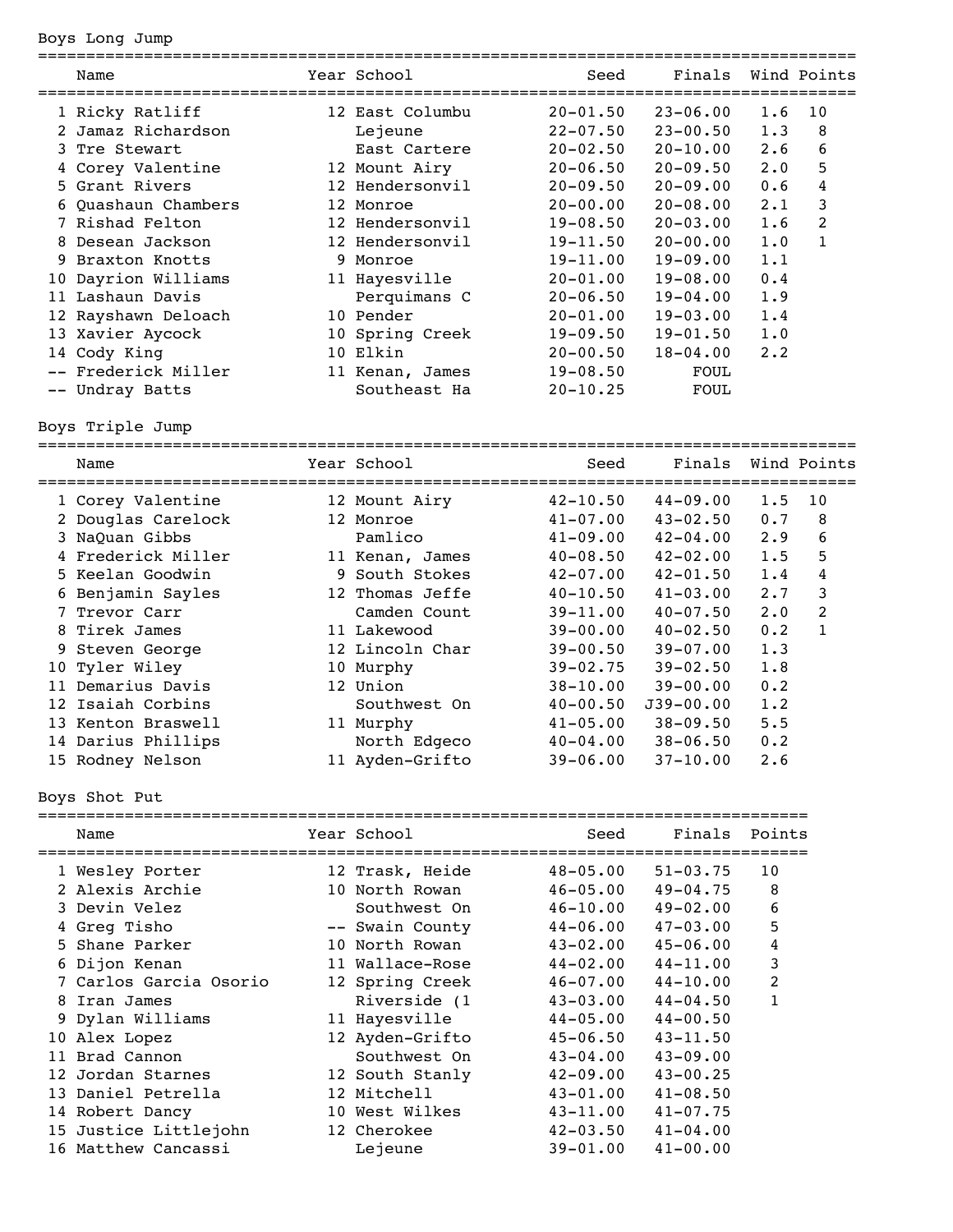Boys Long Jump

| | Name | Year | School | Seed | Finals | Wind | Points |
|---|---|---|---|---|---|---|---|
| 1 | Ricky Ratliff | 12 | East Columbu | 20-01.50 | 23-06.00 | 1.6 | 10 |
| 2 | Jamaz Richardson | | Lejeune | 22-07.50 | 23-00.50 | 1.3 | 8 |
| 3 | Tre Stewart | | East Cartere | 20-02.50 | 20-10.00 | 2.6 | 6 |
| 4 | Corey Valentine | 12 | Mount Airy | 20-06.50 | 20-09.50 | 2.0 | 5 |
| 5 | Grant Rivers | 12 | Hendersonvil | 20-09.50 | 20-09.00 | 0.6 | 4 |
| 6 | Quashaun Chambers | 12 | Monroe | 20-00.00 | 20-08.00 | 2.1 | 3 |
| 7 | Rishad Felton | 12 | Hendersonvil | 19-08.50 | 20-03.00 | 1.6 | 2 |
| 8 | Desean Jackson | 12 | Hendersonvil | 19-11.50 | 20-00.00 | 1.0 | 1 |
| 9 | Braxton Knotts | 9 | Monroe | 19-11.00 | 19-09.00 | 1.1 | |
| 10 | Dayrion Williams | 11 | Hayesville | 20-01.00 | 19-08.00 | 0.4 | |
| 11 | Lashaun Davis | | Perquimans C | 20-06.50 | 19-04.00 | 1.9 | |
| 12 | Rayshawn Deloach | 10 | Pender | 20-01.00 | 19-03.00 | 1.4 | |
| 13 | Xavier Aycock | 10 | Spring Creek | 19-09.50 | 19-01.50 | 1.0 | |
| 14 | Cody King | 10 | Elkin | 20-00.50 | 18-04.00 | 2.2 | |
| -- | Frederick Miller | 11 | Kenan, James | 19-08.50 | FOUL | | |
| -- | Undray Batts | | Southeast Ha | 20-10.25 | FOUL | | |

Boys Triple Jump

| | Name | Year | School | Seed | Finals | Wind | Points |
|---|---|---|---|---|---|---|---|
| 1 | Corey Valentine | 12 | Mount Airy | 42-10.50 | 44-09.00 | 1.5 | 10 |
| 2 | Douglas Carelock | 12 | Monroe | 41-07.00 | 43-02.50 | 0.7 | 8 |
| 3 | NaQuan Gibbs | | Pamlico | 41-09.00 | 42-04.00 | 2.9 | 6 |
| 4 | Frederick Miller | 11 | Kenan, James | 40-08.50 | 42-02.00 | 1.5 | 5 |
| 5 | Keelan Goodwin | 9 | South Stokes | 42-07.00 | 42-01.50 | 1.4 | 4 |
| 6 | Benjamin Sayles | 12 | Thomas Jeffe | 40-10.50 | 41-03.00 | 2.7 | 3 |
| 7 | Trevor Carr | | Camden Count | 39-11.00 | 40-07.50 | 2.0 | 2 |
| 8 | Tirek James | 11 | Lakewood | 39-00.00 | 40-02.50 | 0.2 | 1 |
| 9 | Steven George | 12 | Lincoln Char | 39-00.50 | 39-07.00 | 1.3 | |
| 10 | Tyler Wiley | 10 | Murphy | 39-02.75 | 39-02.50 | 1.8 | |
| 11 | Demarius Davis | 12 | Union | 38-10.00 | 39-00.00 | 0.2 | |
| 12 | Isaiah Corbins | | Southwest On | 40-00.50 | J39-00.00 | 1.2 | |
| 13 | Kenton Braswell | 11 | Murphy | 41-05.00 | 38-09.50 | 5.5 | |
| 14 | Darius Phillips | | North Edgeco | 40-04.00 | 38-06.50 | 0.2 | |
| 15 | Rodney Nelson | 11 | Ayden-Grifto | 39-06.00 | 37-10.00 | 2.6 | |

Boys Shot Put

| | Name | Year | School | Seed | Finals | Points |
|---|---|---|---|---|---|---|
| 1 | Wesley Porter | 12 | Trask, Heide | 48-05.00 | 51-03.75 | 10 |
| 2 | Alexis Archie | 10 | North Rowan | 46-05.00 | 49-04.75 | 8 |
| 3 | Devin Velez | | Southwest On | 46-10.00 | 49-02.00 | 6 |
| 4 | Greg Tisho | -- | Swain County | 44-06.00 | 47-03.00 | 5 |
| 5 | Shane Parker | 10 | North Rowan | 43-02.00 | 45-06.00 | 4 |
| 6 | Dijon Kenan | 11 | Wallace-Rose | 44-02.00 | 44-11.00 | 3 |
| 7 | Carlos Garcia Osorio | 12 | Spring Creek | 46-07.00 | 44-10.00 | 2 |
| 8 | Iran James | | Riverside (1 | 43-03.00 | 44-04.50 | 1 |
| 9 | Dylan Williams | 11 | Hayesville | 44-05.00 | 44-00.50 | |
| 10 | Alex Lopez | 12 | Ayden-Grifto | 45-06.50 | 43-11.50 | |
| 11 | Brad Cannon | | Southwest On | 43-04.00 | 43-09.00 | |
| 12 | Jordan Starnes | 12 | South Stanly | 42-09.00 | 43-00.25 | |
| 13 | Daniel Petrella | 12 | Mitchell | 43-01.00 | 41-08.50 | |
| 14 | Robert Dancy | 10 | West Wilkes | 43-11.00 | 41-07.75 | |
| 15 | Justice Littlejohn | 12 | Cherokee | 42-03.50 | 41-04.00 | |
| 16 | Matthew Cancassi | | Lejeune | 39-01.00 | 41-00.00 | |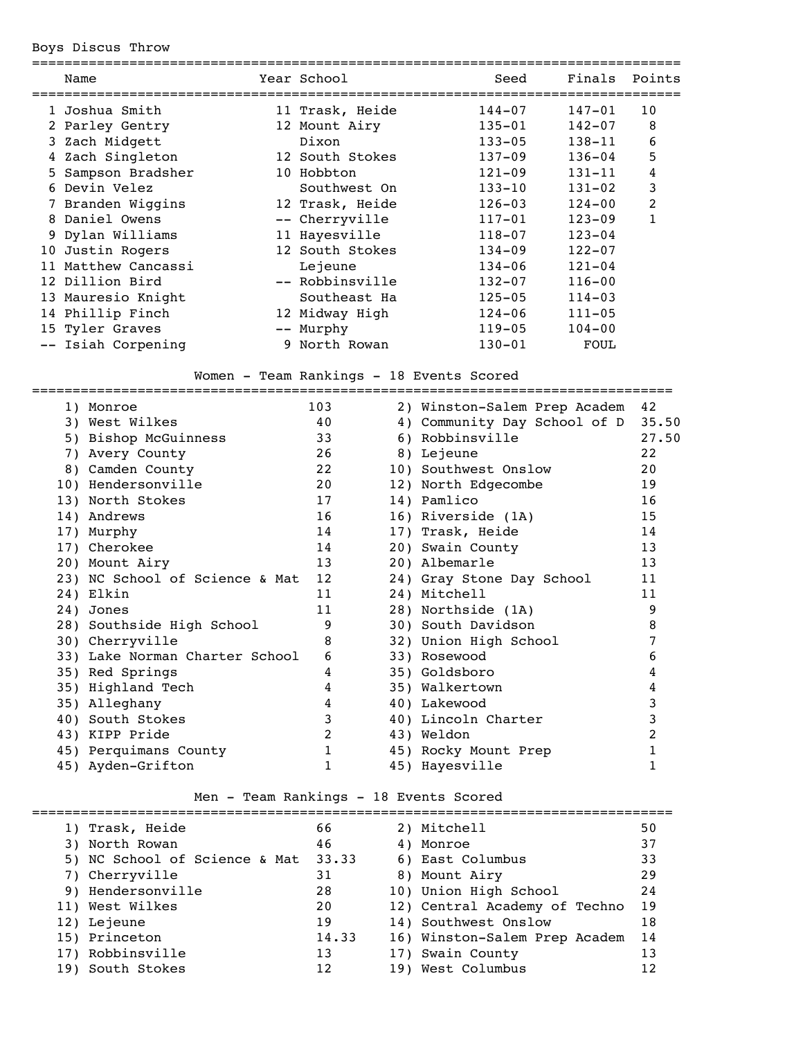## Boys Discus Throw

| | Name | Year | School | Seed | Finals | Points |
|---|---|---|---|---|---|---|
| 1 | Joshua Smith | 11 | Trask, Heide | 144-07 | 147-01 | 10 |
| 2 | Parley Gentry | 12 | Mount Airy | 135-01 | 142-07 | 8 |
| 3 | Zach Midgett | | Dixon | 133-05 | 138-11 | 6 |
| 4 | Zach Singleton | 12 | South Stokes | 137-09 | 136-04 | 5 |
| 5 | Sampson Bradsher | 10 | Hobbton | 121-09 | 131-11 | 4 |
| 6 | Devin Velez | | Southwest On | 133-10 | 131-02 | 3 |
| 7 | Branden Wiggins | 12 | Trask, Heide | 126-03 | 124-00 | 2 |
| 8 | Daniel Owens | -- | Cherryville | 117-01 | 123-09 | 1 |
| 9 | Dylan Williams | 11 | Hayesville | 118-07 | 123-04 | |
| 10 | Justin Rogers | 12 | South Stokes | 134-09 | 122-07 | |
| 11 | Matthew Cancassi | | Lejeune | 134-06 | 121-04 | |
| 12 | Dillion Bird | -- | Robbinsville | 132-07 | 116-00 | |
| 13 | Mauresio Knight | | Southeast Ha | 125-05 | 114-03 | |
| 14 | Phillip Finch | 12 | Midway High | 124-06 | 111-05 | |
| 15 | Tyler Graves | -- | Murphy | 119-05 | 104-00 | |
| -- | Isiah Corpening | 9 | North Rowan | 130-01 | FOUL | |

## Women - Team Rankings - 18 Events Scored

| Rank | Team | Points | Rank | Team | Points |
|---|---|---|---|---|---|
| 1) | Monroe | 103 | 2) | Winston-Salem Prep Academ | 42 |
| 3) | West Wilkes | 40 | 4) | Community Day School of D | 35.50 |
| 5) | Bishop McGuinness | 33 | 6) | Robbinsville | 27.50 |
| 7) | Avery County | 26 | 8) | Lejeune | 22 |
| 8) | Camden County | 22 | 10) | Southwest Onslow | 20 |
| 10) | Hendersonville | 20 | 12) | North Edgecombe | 19 |
| 13) | North Stokes | 17 | 14) | Pamlico | 16 |
| 14) | Andrews | 16 | 16) | Riverside (1A) | 15 |
| 17) | Murphy | 14 | 17) | Trask, Heide | 14 |
| 17) | Cherokee | 14 | 20) | Swain County | 13 |
| 20) | Mount Airy | 13 | 20) | Albemarle | 13 |
| 23) | NC School of Science & Mat | 12 | 24) | Gray Stone Day School | 11 |
| 24) | Elkin | 11 | 24) | Mitchell | 11 |
| 24) | Jones | 11 | 28) | Northside (1A) | 9 |
| 28) | Southside High School | 9 | 30) | South Davidson | 8 |
| 30) | Cherryville | 8 | 32) | Union High School | 7 |
| 33) | Lake Norman Charter School | 6 | 33) | Rosewood | 6 |
| 35) | Red Springs | 4 | 35) | Goldsboro | 4 |
| 35) | Highland Tech | 4 | 35) | Walkertown | 4 |
| 35) | Alleghany | 4 | 40) | Lakewood | 3 |
| 40) | South Stokes | 3 | 40) | Lincoln Charter | 3 |
| 43) | KIPP Pride | 2 | 43) | Weldon | 2 |
| 45) | Perquimans County | 1 | 45) | Rocky Mount Prep | 1 |
| 45) | Ayden-Grifton | 1 | 45) | Hayesville | 1 |

## Men - Team Rankings - 18 Events Scored

| Rank | Team | Points | Rank | Team | Points |
|---|---|---|---|---|---|
| 1) | Trask, Heide | 66 | 2) | Mitchell | 50 |
| 3) | North Rowan | 46 | 4) | Monroe | 37 |
| 5) | NC School of Science & Mat | 33.33 | 6) | East Columbus | 33 |
| 7) | Cherryville | 31 | 8) | Mount Airy | 29 |
| 9) | Hendersonville | 28 | 10) | Union High School | 24 |
| 11) | West Wilkes | 20 | 12) | Central Academy of Techno | 19 |
| 12) | Lejeune | 19 | 14) | Southwest Onslow | 18 |
| 15) | Princeton | 14.33 | 16) | Winston-Salem Prep Academ | 14 |
| 17) | Robbinsville | 13 | 17) | Swain County | 13 |
| 19) | South Stokes | 12 | 19) | West Columbus | 12 |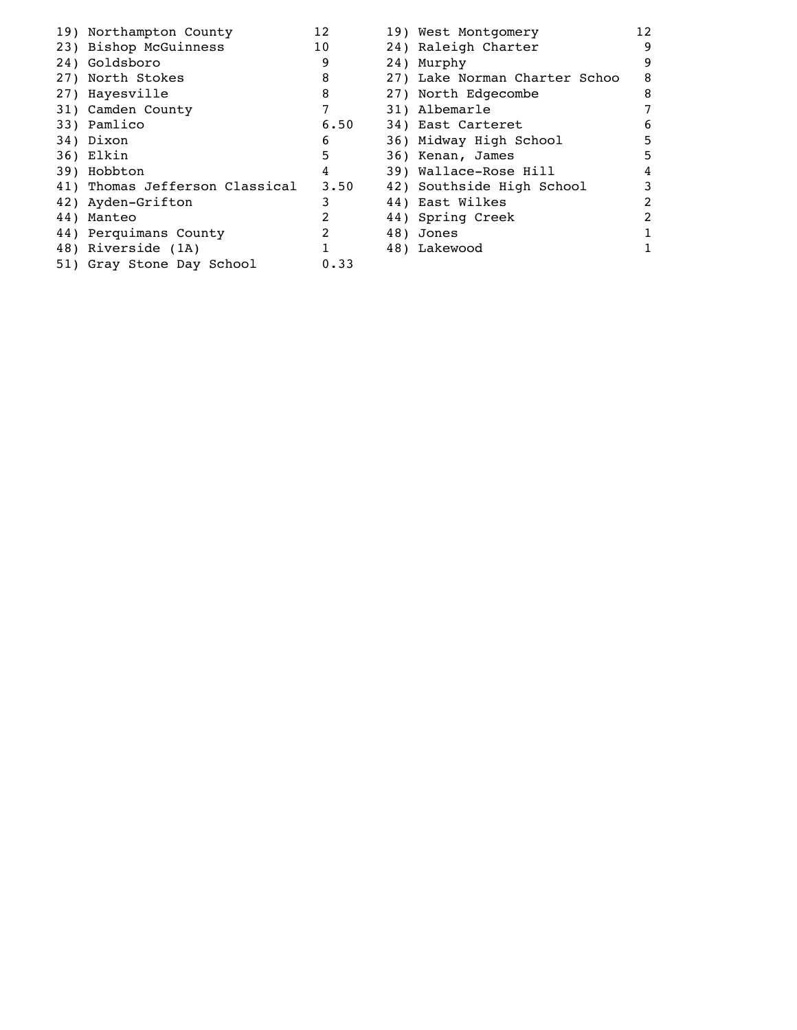| | | | |
|---|---|---|---|
| 19) Northampton County | 12 | 19) West Montgomery | 12 |
| 23) Bishop McGuinness | 10 | 24) Raleigh Charter | 9 |
| 24) Goldsboro | 9 | 24) Murphy | 9 |
| 27) North Stokes | 8 | 27) Lake Norman Charter Schoo | 8 |
| 27) Hayesville | 8 | 27) North Edgecombe | 8 |
| 31) Camden County | 7 | 31) Albemarle | 7 |
| 33) Pamlico | 6.50 | 34) East Carteret | 6 |
| 34) Dixon | 6 | 36) Midway High School | 5 |
| 36) Elkin | 5 | 36) Kenan, James | 5 |
| 39) Hobbton | 4 | 39) Wallace-Rose Hill | 4 |
| 41) Thomas Jefferson Classical | 3.50 | 42) Southside High School | 3 |
| 42) Ayden-Grifton | 3 | 44) East Wilkes | 2 |
| 44) Manteo | 2 | 44) Spring Creek | 2 |
| 44) Perquimans County | 2 | 48) Jones | 1 |
| 48) Riverside (1A) | 1 | 48) Lakewood | 1 |
| 51) Gray Stone Day School | 0.33 | | |